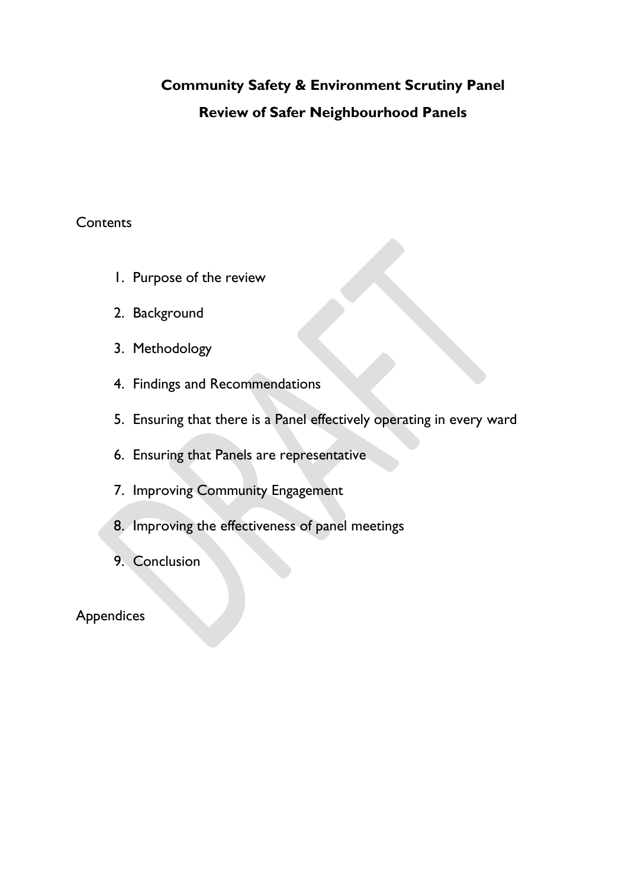# Community Safety & Environment Scrutiny Panel

## Review of Safer Neighbourhood Panels

Contents

1. Purpose of the review
2. Background
3. Methodology
4. Findings and Recommendations
5. Ensuring that there is a Panel effectively operating in every ward
6. Ensuring that Panels are representative
7. Improving Community Engagement
8. Improving the effectiveness of panel meetings
9. Conclusion

Appendices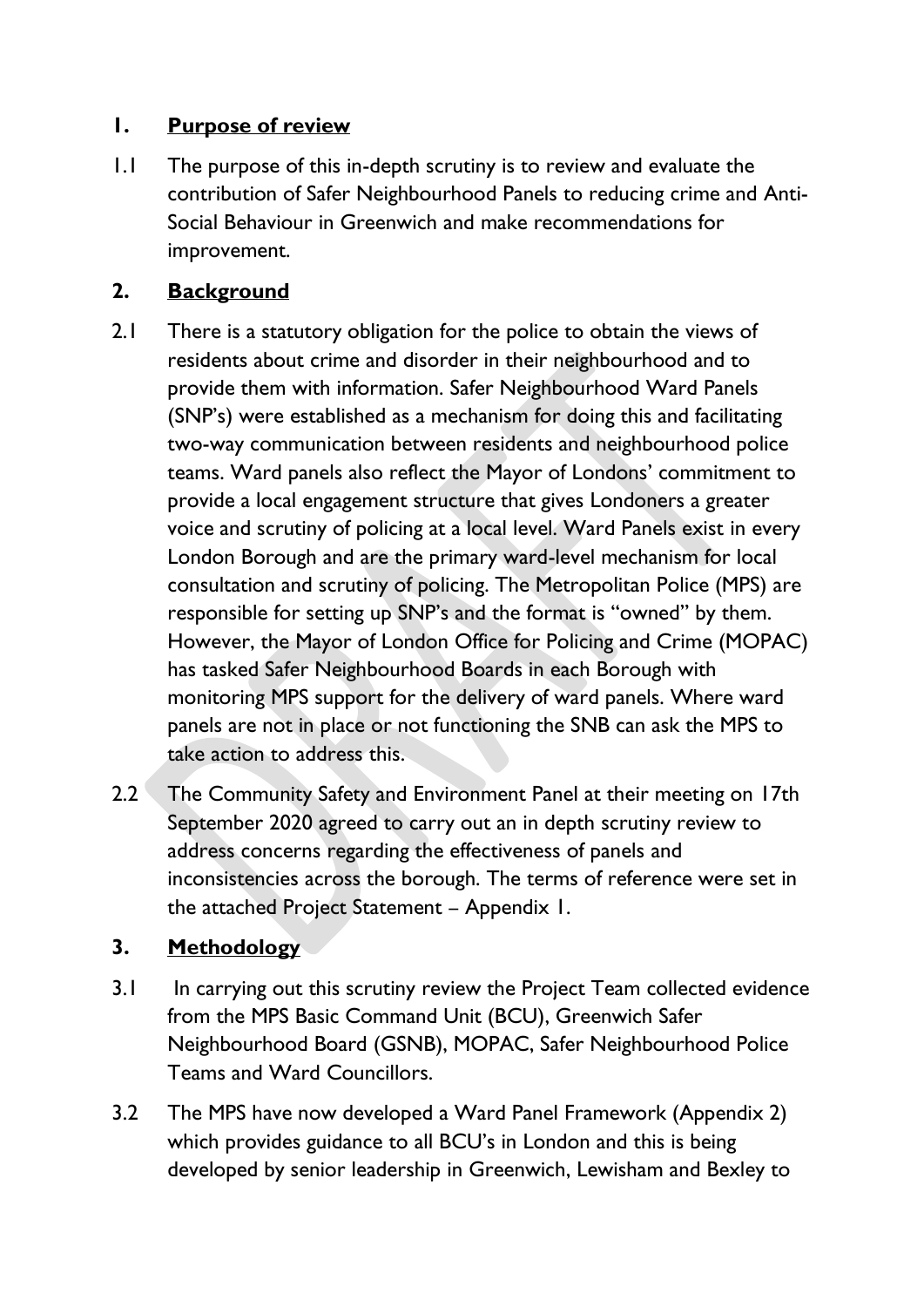## 1. Purpose of review

1.1 The purpose of this in-depth scrutiny is to review and evaluate the contribution of Safer Neighbourhood Panels to reducing crime and Anti-Social Behaviour in Greenwich and make recommendations for improvement.

## 2. Background

2.1 There is a statutory obligation for the police to obtain the views of residents about crime and disorder in their neighbourhood and to provide them with information. Safer Neighbourhood Ward Panels (SNP's) were established as a mechanism for doing this and facilitating two-way communication between residents and neighbourhood police teams. Ward panels also reflect the Mayor of Londons' commitment to provide a local engagement structure that gives Londoners a greater voice and scrutiny of policing at a local level. Ward Panels exist in every London Borough and are the primary ward-level mechanism for local consultation and scrutiny of policing. The Metropolitan Police (MPS) are responsible for setting up SNP's and the format is "owned" by them. However, the Mayor of London Office for Policing and Crime (MOPAC) has tasked Safer Neighbourhood Boards in each Borough with monitoring MPS support for the delivery of ward panels. Where ward panels are not in place or not functioning the SNB can ask the MPS to take action to address this.

2.2 The Community Safety and Environment Panel at their meeting on 17th September 2020 agreed to carry out an in depth scrutiny review to address concerns regarding the effectiveness of panels and inconsistencies across the borough. The terms of reference were set in the attached Project Statement – Appendix 1.

## 3. Methodology

3.1 In carrying out this scrutiny review the Project Team collected evidence from the MPS Basic Command Unit (BCU), Greenwich Safer Neighbourhood Board (GSNB), MOPAC, Safer Neighbourhood Police Teams and Ward Councillors.

3.2 The MPS have now developed a Ward Panel Framework (Appendix 2) which provides guidance to all BCU's in London and this is being developed by senior leadership in Greenwich, Lewisham and Bexley to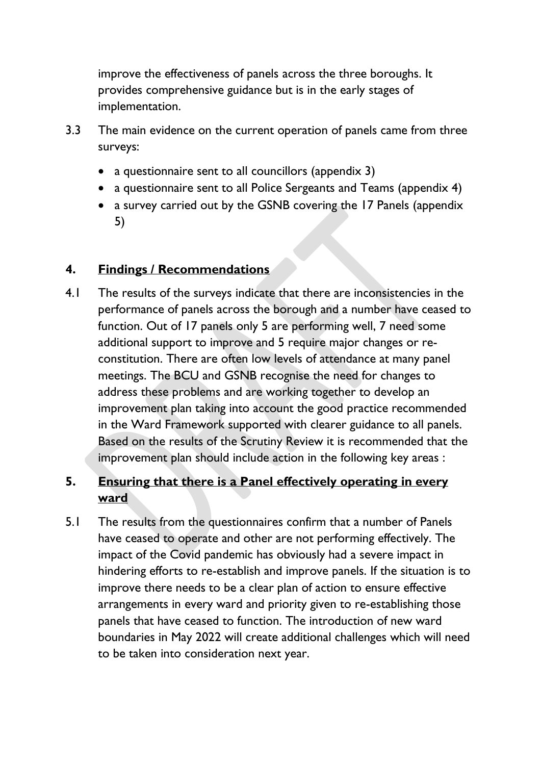improve the effectiveness of panels across the three boroughs. It provides comprehensive guidance but is in the early stages of implementation.

3.3 The main evidence on the current operation of panels came from three surveys:

- a questionnaire sent to all councillors (appendix 3)
- a questionnaire sent to all Police Sergeants and Teams (appendix 4)
- a survey carried out by the GSNB covering the 17 Panels (appendix 5)

## 4. Findings / Recommendations

4.1 The results of the surveys indicate that there are inconsistencies in the performance of panels across the borough and a number have ceased to function. Out of 17 panels only 5 are performing well, 7 need some additional support to improve and 5 require major changes or re-constitution. There are often low levels of attendance at many panel meetings. The BCU and GSNB recognise the need for changes to address these problems and are working together to develop an improvement plan taking into account the good practice recommended in the Ward Framework supported with clearer guidance to all panels. Based on the results of the Scrutiny Review it is recommended that the improvement plan should include action in the following key areas :

## 5. Ensuring that there is a Panel effectively operating in every ward

5.1 The results from the questionnaires confirm that a number of Panels have ceased to operate and other are not performing effectively. The impact of the Covid pandemic has obviously had a severe impact in hindering efforts to re-establish and improve panels. If the situation is to improve there needs to be a clear plan of action to ensure effective arrangements in every ward and priority given to re-establishing those panels that have ceased to function. The introduction of new ward boundaries in May 2022 will create additional challenges which will need to be taken into consideration next year.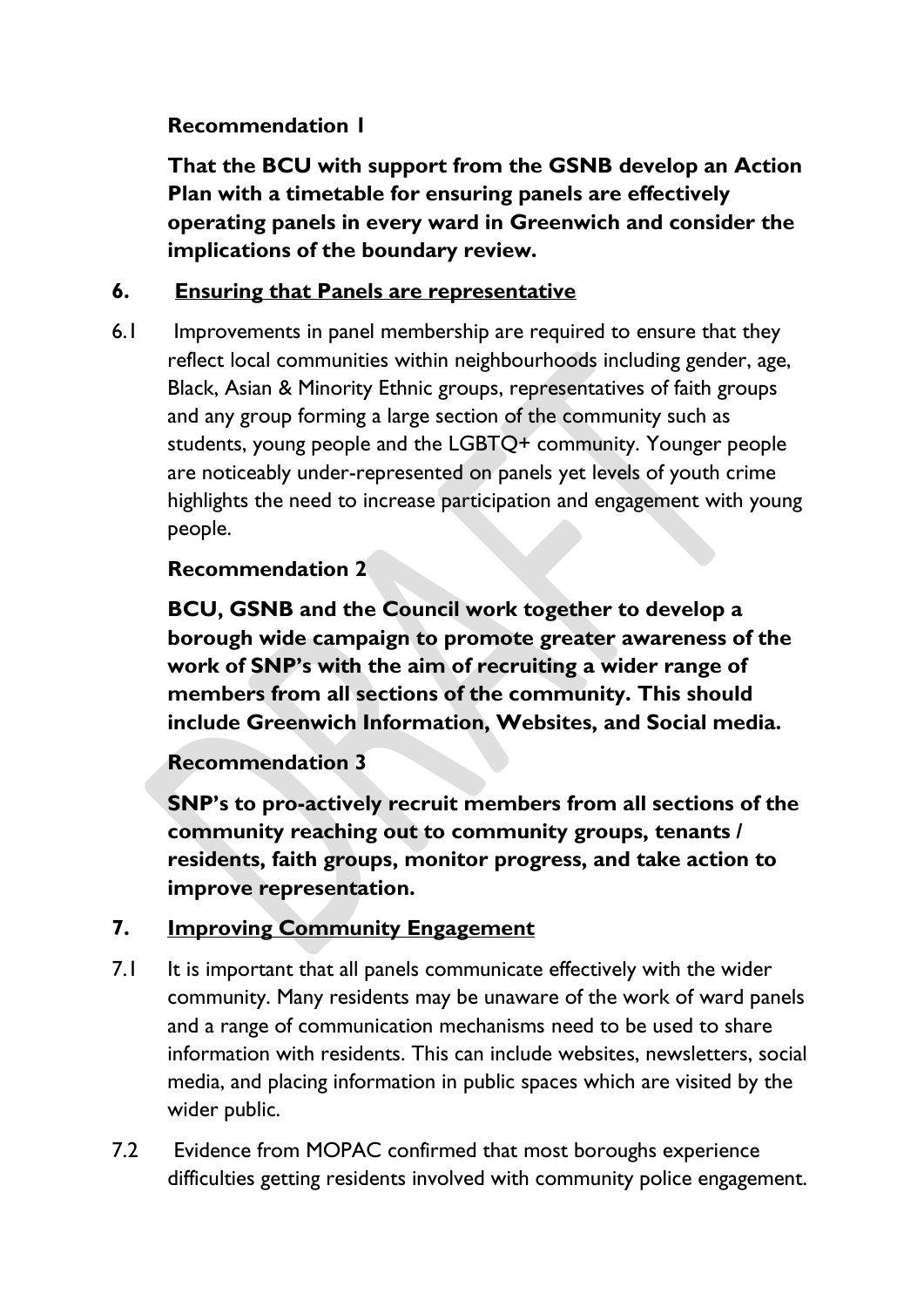**Recommendation 1**

**That the BCU with support from the GSNB develop an Action Plan with a timetable for ensuring panels are effectively operating panels in every ward in Greenwich and consider the implications of the boundary review.**

## 6. Ensuring that Panels are representative

6.1 Improvements in panel membership are required to ensure that they reflect local communities within neighbourhoods including gender, age, Black, Asian & Minority Ethnic groups, representatives of faith groups and any group forming a large section of the community such as students, young people and the LGBTQ+ community. Younger people are noticeably under-represented on panels yet levels of youth crime highlights the need to increase participation and engagement with young people.

**Recommendation 2**

**BCU, GSNB and the Council work together to develop a borough wide campaign to promote greater awareness of the work of SNP's with the aim of recruiting a wider range of members from all sections of the community. This should include Greenwich Information, Websites, and Social media.**

**Recommendation 3**

**SNP's to pro-actively recruit members from all sections of the community reaching out to community groups, tenants / residents, faith groups, monitor progress, and take action to improve representation.**

## 7. Improving Community Engagement

7.1 It is important that all panels communicate effectively with the wider community. Many residents may be unaware of the work of ward panels and a range of communication mechanisms need to be used to share information with residents. This can include websites, newsletters, social media, and placing information in public spaces which are visited by the wider public.

7.2 Evidence from MOPAC confirmed that most boroughs experience difficulties getting residents involved with community police engagement.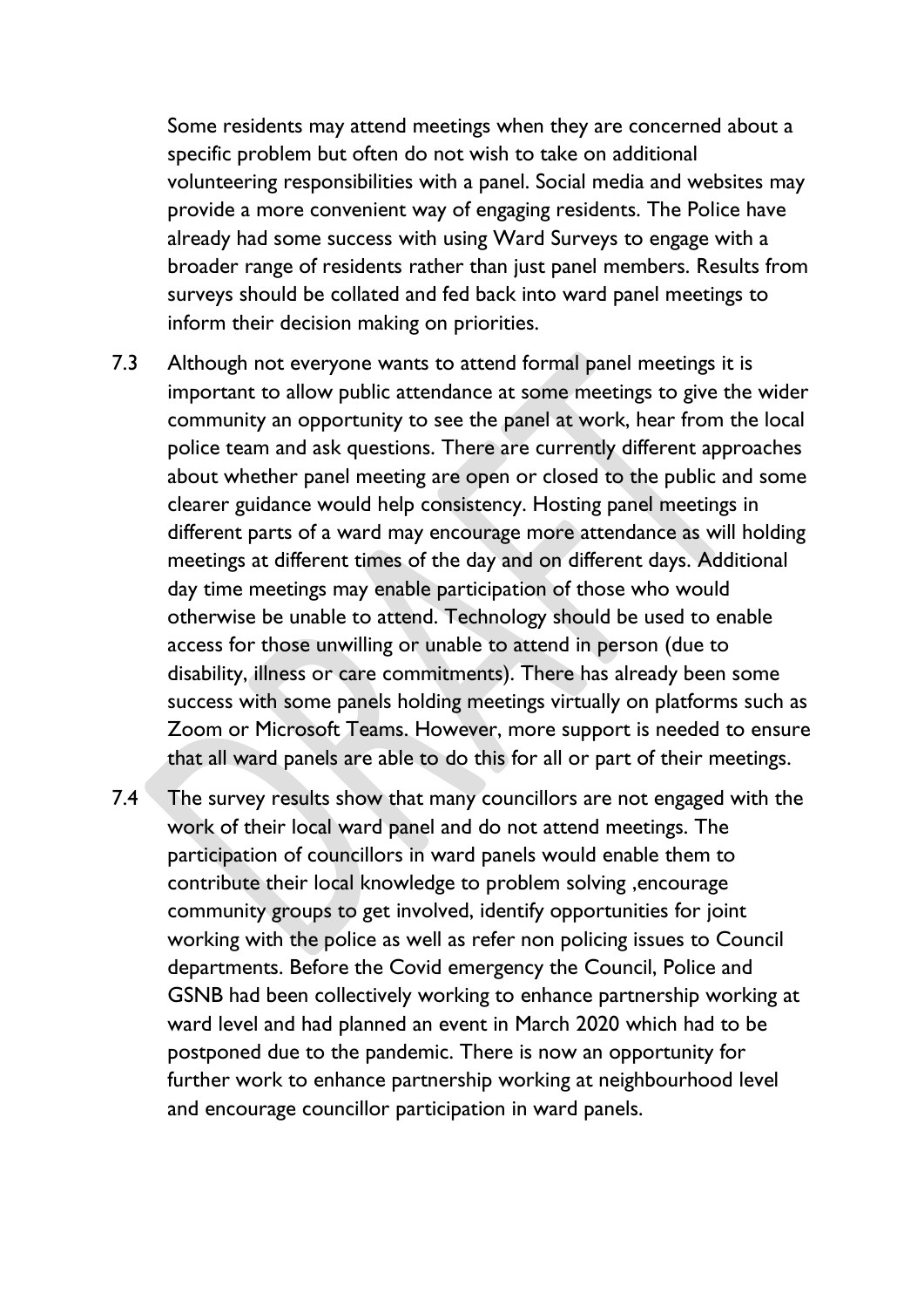Some residents may attend meetings when they are concerned about a specific problem but often do not wish to take on additional volunteering responsibilities with a panel. Social media and websites may provide a more convenient way of engaging residents. The Police have already had some success with using Ward Surveys to engage with a broader range of residents rather than just panel members. Results from surveys should be collated and fed back into ward panel meetings to inform their decision making on priorities.

7.3 Although not everyone wants to attend formal panel meetings it is important to allow public attendance at some meetings to give the wider community an opportunity to see the panel at work, hear from the local police team and ask questions. There are currently different approaches about whether panel meeting are open or closed to the public and some clearer guidance would help consistency. Hosting panel meetings in different parts of a ward may encourage more attendance as will holding meetings at different times of the day and on different days. Additional day time meetings may enable participation of those who would otherwise be unable to attend. Technology should be used to enable access for those unwilling or unable to attend in person (due to disability, illness or care commitments). There has already been some success with some panels holding meetings virtually on platforms such as Zoom or Microsoft Teams. However, more support is needed to ensure that all ward panels are able to do this for all or part of their meetings.

7.4 The survey results show that many councillors are not engaged with the work of their local ward panel and do not attend meetings. The participation of councillors in ward panels would enable them to contribute their local knowledge to problem solving ,encourage community groups to get involved, identify opportunities for joint working with the police as well as refer non policing issues to Council departments. Before the Covid emergency the Council, Police and GSNB had been collectively working to enhance partnership working at ward level and had planned an event in March 2020 which had to be postponed due to the pandemic. There is now an opportunity for further work to enhance partnership working at neighbourhood level and encourage councillor participation in ward panels.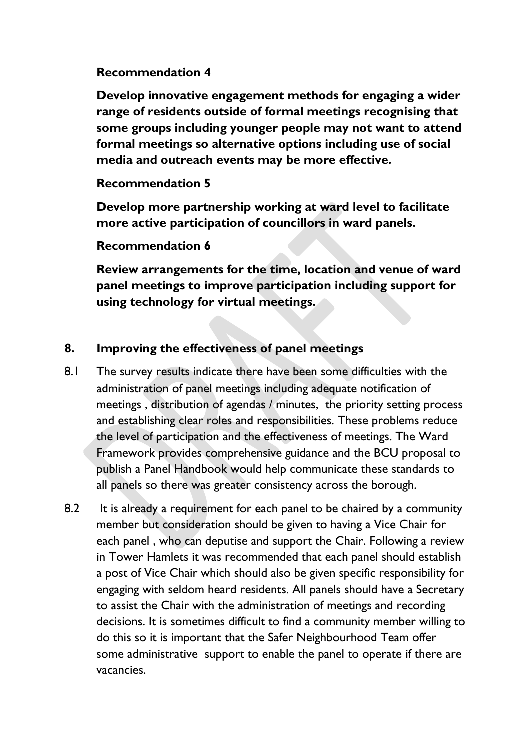**Recommendation 4**

**Develop innovative engagement methods for engaging a wider range of residents outside of formal meetings recognising that some groups including younger people may not want to attend formal meetings so alternative options including use of social media and outreach events may be more effective.**

**Recommendation 5**

**Develop more partnership working at ward level to facilitate more active participation of councillors in ward panels.**

**Recommendation 6**

**Review arrangements for the time, location and venue of ward panel meetings to improve participation including support for using technology for virtual meetings.**

## 8. Improving the effectiveness of panel meetings

8.1 The survey results indicate there have been some difficulties with the administration of panel meetings including adequate notification of meetings , distribution of agendas / minutes, the priority setting process and establishing clear roles and responsibilities. These problems reduce the level of participation and the effectiveness of meetings. The Ward Framework provides comprehensive guidance and the BCU proposal to publish a Panel Handbook would help communicate these standards to all panels so there was greater consistency across the borough.

8.2 It is already a requirement for each panel to be chaired by a community member but consideration should be given to having a Vice Chair for each panel , who can deputise and support the Chair. Following a review in Tower Hamlets it was recommended that each panel should establish a post of Vice Chair which should also be given specific responsibility for engaging with seldom heard residents. All panels should have a Secretary to assist the Chair with the administration of meetings and recording decisions. It is sometimes difficult to find a community member willing to do this so it is important that the Safer Neighbourhood Team offer some administrative support to enable the panel to operate if there are vacancies.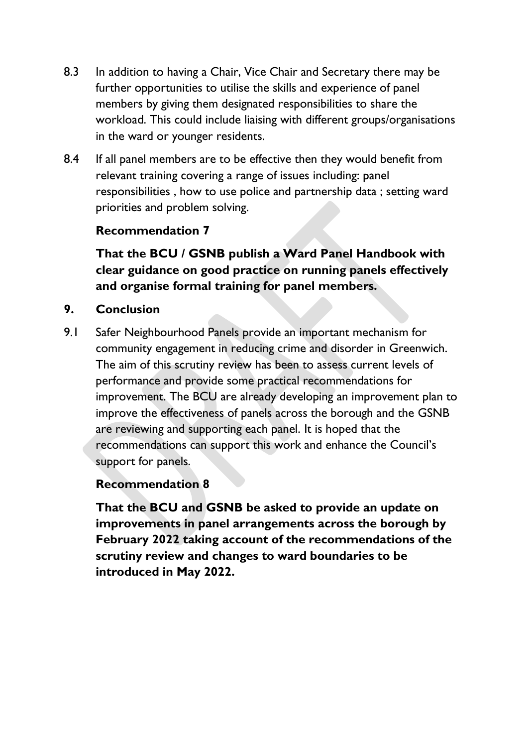8.3 In addition to having a Chair, Vice Chair and Secretary there may be further opportunities to utilise the skills and experience of panel members by giving them designated responsibilities to share the workload. This could include liaising with different groups/organisations in the ward or younger residents.

8.4 If all panel members are to be effective then they would benefit from relevant training covering a range of issues including: panel responsibilities , how to use police and partnership data ; setting ward priorities and problem solving.

**Recommendation 7**

**That the BCU / GSNB publish a Ward Panel Handbook with clear guidance on good practice on running panels effectively and organise formal training for panel members.**

## 9. Conclusion

9.1 Safer Neighbourhood Panels provide an important mechanism for community engagement in reducing crime and disorder in Greenwich. The aim of this scrutiny review has been to assess current levels of performance and provide some practical recommendations for improvement. The BCU are already developing an improvement plan to improve the effectiveness of panels across the borough and the GSNB are reviewing and supporting each panel. It is hoped that the recommendations can support this work and enhance the Council's support for panels.

**Recommendation 8**

**That the BCU and GSNB be asked to provide an update on improvements in panel arrangements across the borough by February 2022 taking account of the recommendations of the scrutiny review and changes to ward boundaries to be introduced in May 2022.**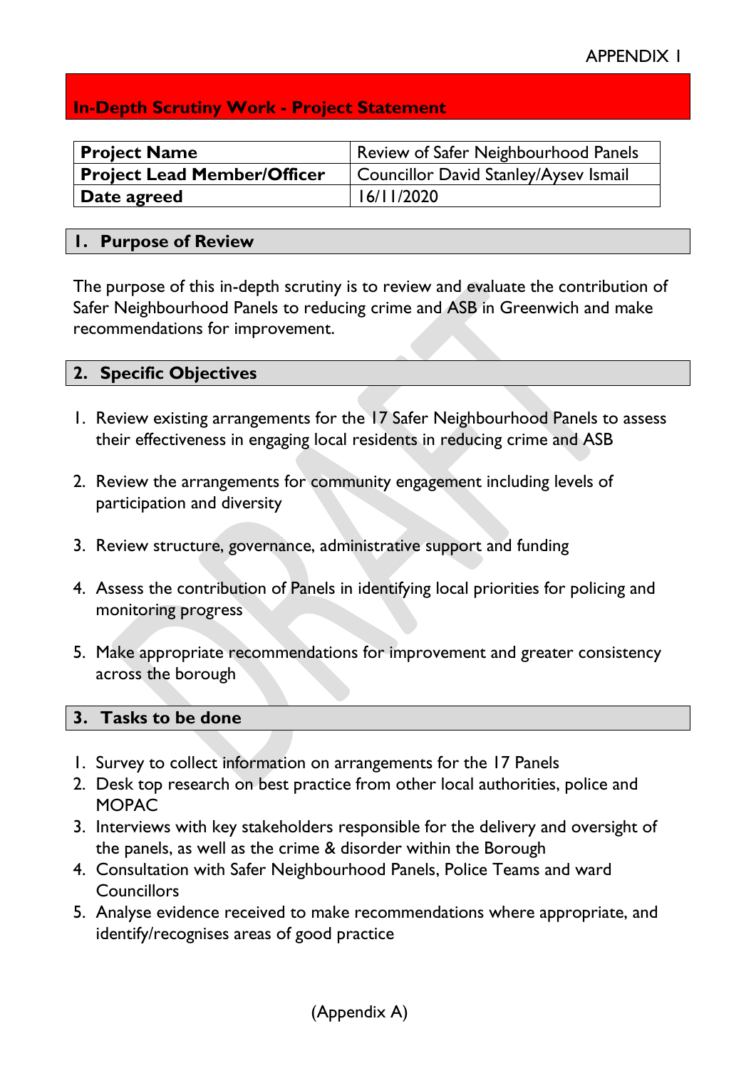APPENDIX 1

## In-Depth Scrutiny Work - Project Statement

| **Project Name** | Review of Safer Neighbourhood Panels |
|---|---|
| **Project Lead Member/Officer** | Councillor David Stanley/Aysev Ismail |
| **Date agreed** | 16/11/2020 |

### 1. Purpose of Review

The purpose of this in-depth scrutiny is to review and evaluate the contribution of Safer Neighbourhood Panels to reducing crime and ASB in Greenwich and make recommendations for improvement.

### 2. Specific Objectives

1. Review existing arrangements for the 17 Safer Neighbourhood Panels to assess their effectiveness in engaging local residents in reducing crime and ASB

2. Review the arrangements for community engagement including levels of participation and diversity

3. Review structure, governance, administrative support and funding

4. Assess the contribution of Panels in identifying local priorities for policing and monitoring progress

5. Make appropriate recommendations for improvement and greater consistency across the borough

### 3. Tasks to be done

1. Survey to collect information on arrangements for the 17 Panels
2. Desk top research on best practice from other local authorities, police and MOPAC
3. Interviews with key stakeholders responsible for the delivery and oversight of the panels, as well as the crime & disorder within the Borough
4. Consultation with Safer Neighbourhood Panels, Police Teams and ward Councillors
5. Analyse evidence received to make recommendations where appropriate, and identify/recognises areas of good practice

(Appendix A)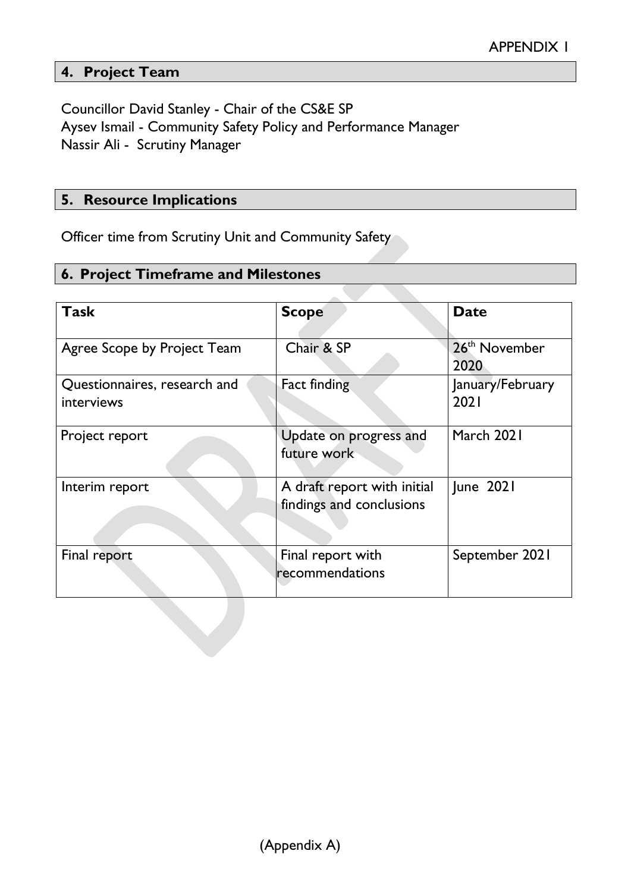APPENDIX 1

## 4. Project Team

Councillor David Stanley - Chair of the CS&E SP
Aysev Ismail - Community Safety Policy and Performance Manager
Nassir Ali - Scrutiny Manager

## 5. Resource Implications

Officer time from Scrutiny Unit and Community Safety

## 6. Project Timeframe and Milestones

| Task | Scope | Date |
|---|---|---|
| Agree Scope by Project Team | Chair & SP | 26th November 2020 |
| Questionnaires, research and interviews | Fact finding | January/February 2021 |
| Project report | Update on progress and future work | March 2021 |
| Interim report | A draft report with initial findings and conclusions | June 2021 |
| Final report | Final report with recommendations | September 2021 |

(Appendix A)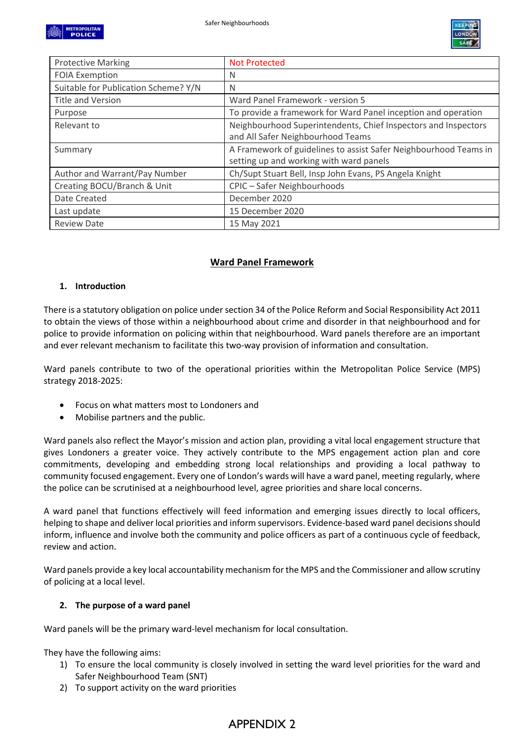| Protective Marking | Not Protected |
|---|---|
| FOIA Exemption | N |
| Suitable for Publication Scheme? Y/N | N |
| Title and Version | Ward Panel Framework - version 5 |
| Purpose | To provide a framework for Ward Panel inception and operation |
| Relevant to | Neighbourhood Superintendents, Chief Inspectors and Inspectors and All Safer Neighbourhood Teams |
| Summary | A Framework of guidelines to assist Safer Neighbourhood Teams in setting up and working with ward panels |
| Author and Warrant/Pay Number | Ch/Supt Stuart Bell, Insp John Evans, PS Angela Knight |
| Creating BOCU/Branch & Unit | CPIC – Safer Neighbourhoods |
| Date Created | December 2020 |
| Last update | 15 December 2020 |
| Review Date | 15 May 2021 |

# Ward Panel Framework

## 1. Introduction

There is a statutory obligation on police under section 34 of the Police Reform and Social Responsibility Act 2011 to obtain the views of those within a neighbourhood about crime and disorder in that neighbourhood and for police to provide information on policing within that neighbourhood. Ward panels therefore are an important and ever relevant mechanism to facilitate this two-way provision of information and consultation.

Ward panels contribute to two of the operational priorities within the Metropolitan Police Service (MPS) strategy 2018-2025:

- Focus on what matters most to Londoners and
- Mobilise partners and the public.

Ward panels also reflect the Mayor's mission and action plan, providing a vital local engagement structure that gives Londoners a greater voice. They actively contribute to the MPS engagement action plan and core commitments, developing and embedding strong local relationships and providing a local pathway to community focused engagement. Every one of London's wards will have a ward panel, meeting regularly, where the police can be scrutinised at a neighbourhood level, agree priorities and share local concerns.

A ward panel that functions effectively will feed information and emerging issues directly to local officers, helping to shape and deliver local priorities and inform supervisors. Evidence-based ward panel decisions should inform, influence and involve both the community and police officers as part of a continuous cycle of feedback, review and action.

Ward panels provide a key local accountability mechanism for the MPS and the Commissioner and allow scrutiny of policing at a local level.

## 2. The purpose of a ward panel

Ward panels will be the primary ward-level mechanism for local consultation.

They have the following aims:

1) To ensure the local community is closely involved in setting the ward level priorities for the ward and Safer Neighbourhood Team (SNT)
2) To support activity on the ward priorities

APPENDIX 2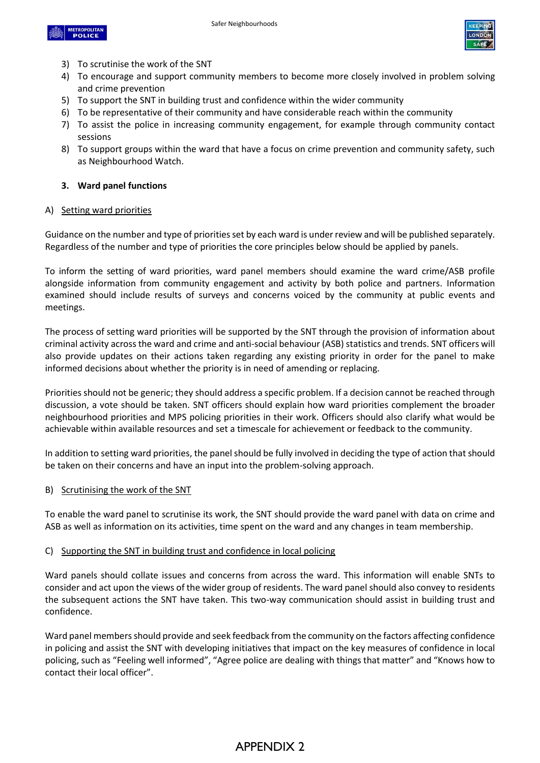3) To scrutinise the work of the SNT
4) To encourage and support community members to become more closely involved in problem solving and crime prevention
5) To support the SNT in building trust and confidence within the wider community
6) To be representative of their community and have considerable reach within the community
7) To assist the police in increasing community engagement, for example through community contact sessions
8) To support groups within the ward that have a focus on crime prevention and community safety, such as Neighbourhood Watch.

## 3. Ward panel functions

### A) Setting ward priorities

Guidance on the number and type of priorities set by each ward is under review and will be published separately. Regardless of the number and type of priorities the core principles below should be applied by panels.

To inform the setting of ward priorities, ward panel members should examine the ward crime/ASB profile alongside information from community engagement and activity by both police and partners. Information examined should include results of surveys and concerns voiced by the community at public events and meetings.

The process of setting ward priorities will be supported by the SNT through the provision of information about criminal activity across the ward and crime and anti-social behaviour (ASB) statistics and trends. SNT officers will also provide updates on their actions taken regarding any existing priority in order for the panel to make informed decisions about whether the priority is in need of amending or replacing.

Priorities should not be generic; they should address a specific problem. If a decision cannot be reached through discussion, a vote should be taken. SNT officers should explain how ward priorities complement the broader neighbourhood priorities and MPS policing priorities in their work. Officers should also clarify what would be achievable within available resources and set a timescale for achievement or feedback to the community.

In addition to setting ward priorities, the panel should be fully involved in deciding the type of action that should be taken on their concerns and have an input into the problem-solving approach.

### B) Scrutinising the work of the SNT

To enable the ward panel to scrutinise its work, the SNT should provide the ward panel with data on crime and ASB as well as information on its activities, time spent on the ward and any changes in team membership.

### C) Supporting the SNT in building trust and confidence in local policing

Ward panels should collate issues and concerns from across the ward. This information will enable SNTs to consider and act upon the views of the wider group of residents. The ward panel should also convey to residents the subsequent actions the SNT have taken. This two-way communication should assist in building trust and confidence.

Ward panel members should provide and seek feedback from the community on the factors affecting confidence in policing and assist the SNT with developing initiatives that impact on the key measures of confidence in local policing, such as "Feeling well informed", "Agree police are dealing with things that matter" and "Knows how to contact their local officer".

APPENDIX 2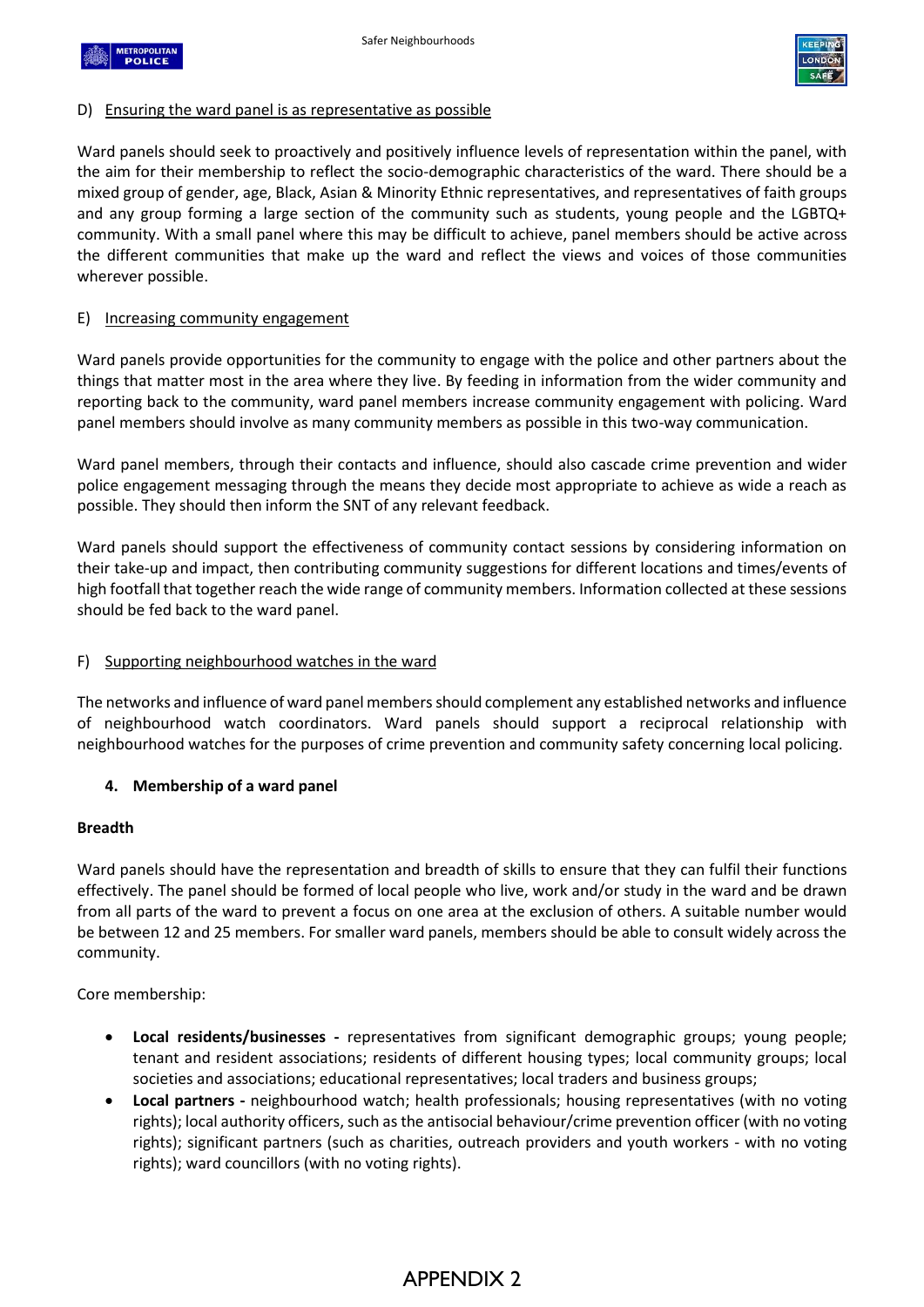D) Ensuring the ward panel is as representative as possible

Ward panels should seek to proactively and positively influence levels of representation within the panel, with the aim for their membership to reflect the socio-demographic characteristics of the ward. There should be a mixed group of gender, age, Black, Asian & Minority Ethnic representatives, and representatives of faith groups and any group forming a large section of the community such as students, young people and the LGBTQ+ community. With a small panel where this may be difficult to achieve, panel members should be active across the different communities that make up the ward and reflect the views and voices of those communities wherever possible.

E) Increasing community engagement

Ward panels provide opportunities for the community to engage with the police and other partners about the things that matter most in the area where they live. By feeding in information from the wider community and reporting back to the community, ward panel members increase community engagement with policing. Ward panel members should involve as many community members as possible in this two-way communication.

Ward panel members, through their contacts and influence, should also cascade crime prevention and wider police engagement messaging through the means they decide most appropriate to achieve as wide a reach as possible. They should then inform the SNT of any relevant feedback.

Ward panels should support the effectiveness of community contact sessions by considering information on their take-up and impact, then contributing community suggestions for different locations and times/events of high footfall that together reach the wide range of community members. Information collected at these sessions should be fed back to the ward panel.

F) Supporting neighbourhood watches in the ward

The networks and influence of ward panel members should complement any established networks and influence of neighbourhood watch coordinators. Ward panels should support a reciprocal relationship with neighbourhood watches for the purposes of crime prevention and community safety concerning local policing.

## 4. Membership of a ward panel

**Breadth**

Ward panels should have the representation and breadth of skills to ensure that they can fulfil their functions effectively. The panel should be formed of local people who live, work and/or study in the ward and be drawn from all parts of the ward to prevent a focus on one area at the exclusion of others. A suitable number would be between 12 and 25 members. For smaller ward panels, members should be able to consult widely across the community.

Core membership:

- **Local residents/businesses -** representatives from significant demographic groups; young people; tenant and resident associations; residents of different housing types; local community groups; local societies and associations; educational representatives; local traders and business groups;
- **Local partners -** neighbourhood watch; health professionals; housing representatives (with no voting rights); local authority officers, such as the antisocial behaviour/crime prevention officer (with no voting rights); significant partners (such as charities, outreach providers and youth workers - with no voting rights); ward councillors (with no voting rights).

APPENDIX 2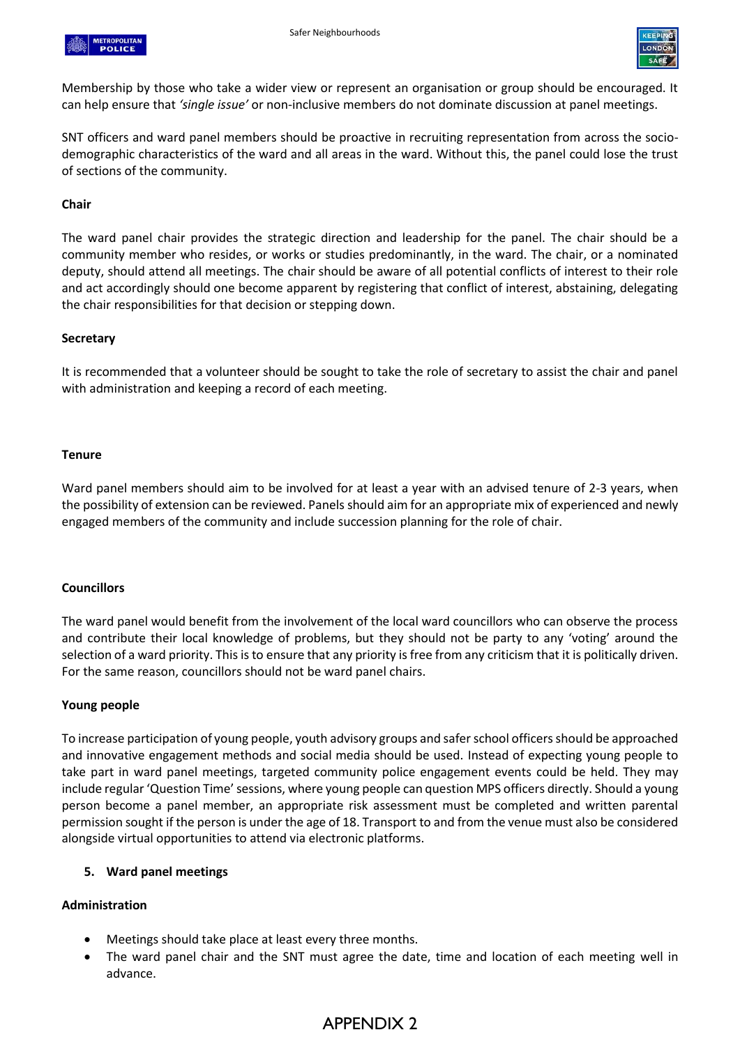Membership by those who take a wider view or represent an organisation or group should be encouraged. It can help ensure that *'single issue'* or non-inclusive members do not dominate discussion at panel meetings.

SNT officers and ward panel members should be proactive in recruiting representation from across the socio-demographic characteristics of the ward and all areas in the ward. Without this, the panel could lose the trust of sections of the community.

**Chair**

The ward panel chair provides the strategic direction and leadership for the panel. The chair should be a community member who resides, or works or studies predominantly, in the ward. The chair, or a nominated deputy, should attend all meetings. The chair should be aware of all potential conflicts of interest to their role and act accordingly should one become apparent by registering that conflict of interest, abstaining, delegating the chair responsibilities for that decision or stepping down.

**Secretary**

It is recommended that a volunteer should be sought to take the role of secretary to assist the chair and panel with administration and keeping a record of each meeting.

**Tenure**

Ward panel members should aim to be involved for at least a year with an advised tenure of 2-3 years, when the possibility of extension can be reviewed. Panels should aim for an appropriate mix of experienced and newly engaged members of the community and include succession planning for the role of chair.

**Councillors**

The ward panel would benefit from the involvement of the local ward councillors who can observe the process and contribute their local knowledge of problems, but they should not be party to any 'voting' around the selection of a ward priority. This is to ensure that any priority is free from any criticism that it is politically driven. For the same reason, councillors should not be ward panel chairs.

**Young people**

To increase participation of young people, youth advisory groups and safer school officers should be approached and innovative engagement methods and social media should be used. Instead of expecting young people to take part in ward panel meetings, targeted community police engagement events could be held. They may include regular 'Question Time' sessions, where young people can question MPS officers directly. Should a young person become a panel member, an appropriate risk assessment must be completed and written parental permission sought if the person is under the age of 18. Transport to and from the venue must also be considered alongside virtual opportunities to attend via electronic platforms.

## 5. Ward panel meetings

**Administration**

- Meetings should take place at least every three months.
- The ward panel chair and the SNT must agree the date, time and location of each meeting well in advance.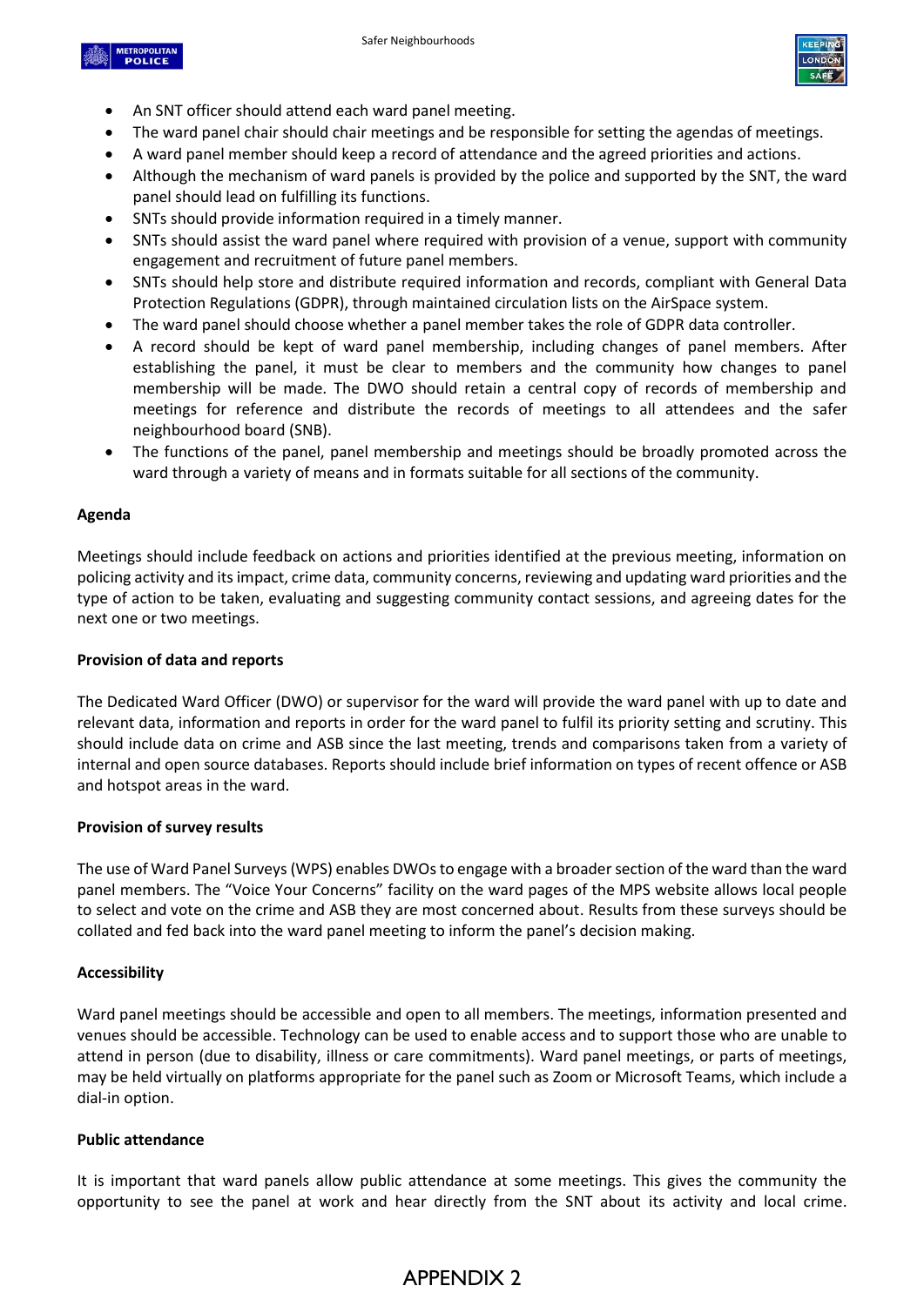- An SNT officer should attend each ward panel meeting.
- The ward panel chair should chair meetings and be responsible for setting the agendas of meetings.
- A ward panel member should keep a record of attendance and the agreed priorities and actions.
- Although the mechanism of ward panels is provided by the police and supported by the SNT, the ward panel should lead on fulfilling its functions.
- SNTs should provide information required in a timely manner.
- SNTs should assist the ward panel where required with provision of a venue, support with community engagement and recruitment of future panel members.
- SNTs should help store and distribute required information and records, compliant with General Data Protection Regulations (GDPR), through maintained circulation lists on the AirSpace system.
- The ward panel should choose whether a panel member takes the role of GDPR data controller.
- A record should be kept of ward panel membership, including changes of panel members. After establishing the panel, it must be clear to members and the community how changes to panel membership will be made. The DWO should retain a central copy of records of membership and meetings for reference and distribute the records of meetings to all attendees and the safer neighbourhood board (SNB).
- The functions of the panel, panel membership and meetings should be broadly promoted across the ward through a variety of means and in formats suitable for all sections of the community.

**Agenda**

Meetings should include feedback on actions and priorities identified at the previous meeting, information on policing activity and its impact, crime data, community concerns, reviewing and updating ward priorities and the type of action to be taken, evaluating and suggesting community contact sessions, and agreeing dates for the next one or two meetings.

**Provision of data and reports**

The Dedicated Ward Officer (DWO) or supervisor for the ward will provide the ward panel with up to date and relevant data, information and reports in order for the ward panel to fulfil its priority setting and scrutiny. This should include data on crime and ASB since the last meeting, trends and comparisons taken from a variety of internal and open source databases. Reports should include brief information on types of recent offence or ASB and hotspot areas in the ward.

**Provision of survey results**

The use of Ward Panel Surveys (WPS) enables DWOs to engage with a broader section of the ward than the ward panel members. The "Voice Your Concerns" facility on the ward pages of the MPS website allows local people to select and vote on the crime and ASB they are most concerned about. Results from these surveys should be collated and fed back into the ward panel meeting to inform the panel's decision making.

**Accessibility**

Ward panel meetings should be accessible and open to all members. The meetings, information presented and venues should be accessible. Technology can be used to enable access and to support those who are unable to attend in person (due to disability, illness or care commitments). Ward panel meetings, or parts of meetings, may be held virtually on platforms appropriate for the panel such as Zoom or Microsoft Teams, which include a dial-in option.

**Public attendance**

It is important that ward panels allow public attendance at some meetings. This gives the community the opportunity to see the panel at work and hear directly from the SNT about its activity and local crime.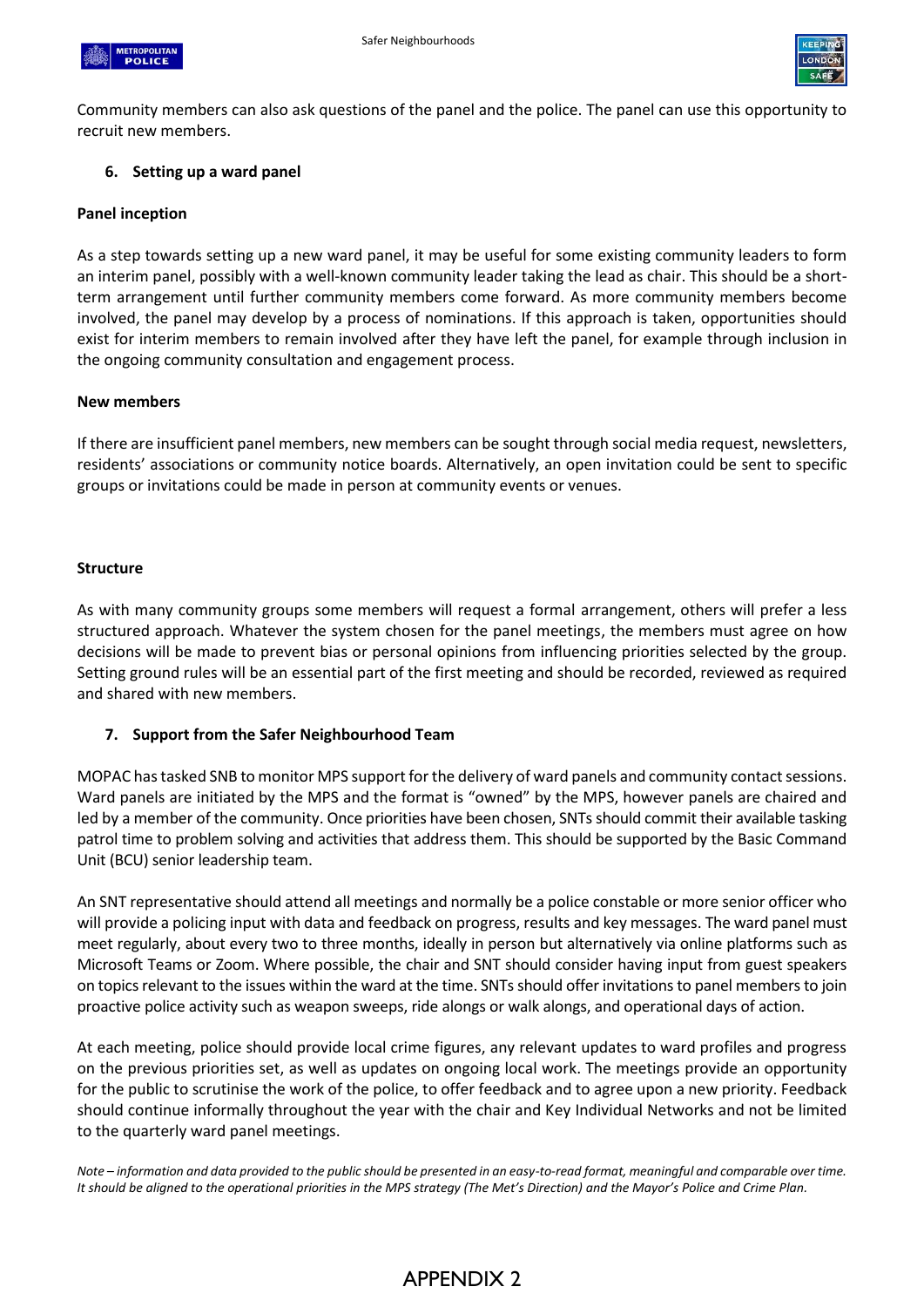Community members can also ask questions of the panel and the police. The panel can use this opportunity to recruit new members.

## 6. Setting up a ward panel

**Panel inception**

As a step towards setting up a new ward panel, it may be useful for some existing community leaders to form an interim panel, possibly with a well-known community leader taking the lead as chair. This should be a short-term arrangement until further community members come forward. As more community members become involved, the panel may develop by a process of nominations. If this approach is taken, opportunities should exist for interim members to remain involved after they have left the panel, for example through inclusion in the ongoing community consultation and engagement process.

**New members**

If there are insufficient panel members, new members can be sought through social media request, newsletters, residents' associations or community notice boards. Alternatively, an open invitation could be sent to specific groups or invitations could be made in person at community events or venues.

**Structure**

As with many community groups some members will request a formal arrangement, others will prefer a less structured approach. Whatever the system chosen for the panel meetings, the members must agree on how decisions will be made to prevent bias or personal opinions from influencing priorities selected by the group. Setting ground rules will be an essential part of the first meeting and should be recorded, reviewed as required and shared with new members.

## 7. Support from the Safer Neighbourhood Team

MOPAC has tasked SNB to monitor MPS support for the delivery of ward panels and community contact sessions. Ward panels are initiated by the MPS and the format is "owned" by the MPS, however panels are chaired and led by a member of the community. Once priorities have been chosen, SNTs should commit their available tasking patrol time to problem solving and activities that address them. This should be supported by the Basic Command Unit (BCU) senior leadership team.

An SNT representative should attend all meetings and normally be a police constable or more senior officer who will provide a policing input with data and feedback on progress, results and key messages. The ward panel must meet regularly, about every two to three months, ideally in person but alternatively via online platforms such as Microsoft Teams or Zoom. Where possible, the chair and SNT should consider having input from guest speakers on topics relevant to the issues within the ward at the time. SNTs should offer invitations to panel members to join proactive police activity such as weapon sweeps, ride alongs or walk alongs, and operational days of action.

At each meeting, police should provide local crime figures, any relevant updates to ward profiles and progress on the previous priorities set, as well as updates on ongoing local work. The meetings provide an opportunity for the public to scrutinise the work of the police, to offer feedback and to agree upon a new priority. Feedback should continue informally throughout the year with the chair and Key Individual Networks and not be limited to the quarterly ward panel meetings.

*Note – information and data provided to the public should be presented in an easy-to-read format, meaningful and comparable over time. It should be aligned to the operational priorities in the MPS strategy (The Met's Direction) and the Mayor's Police and Crime Plan.*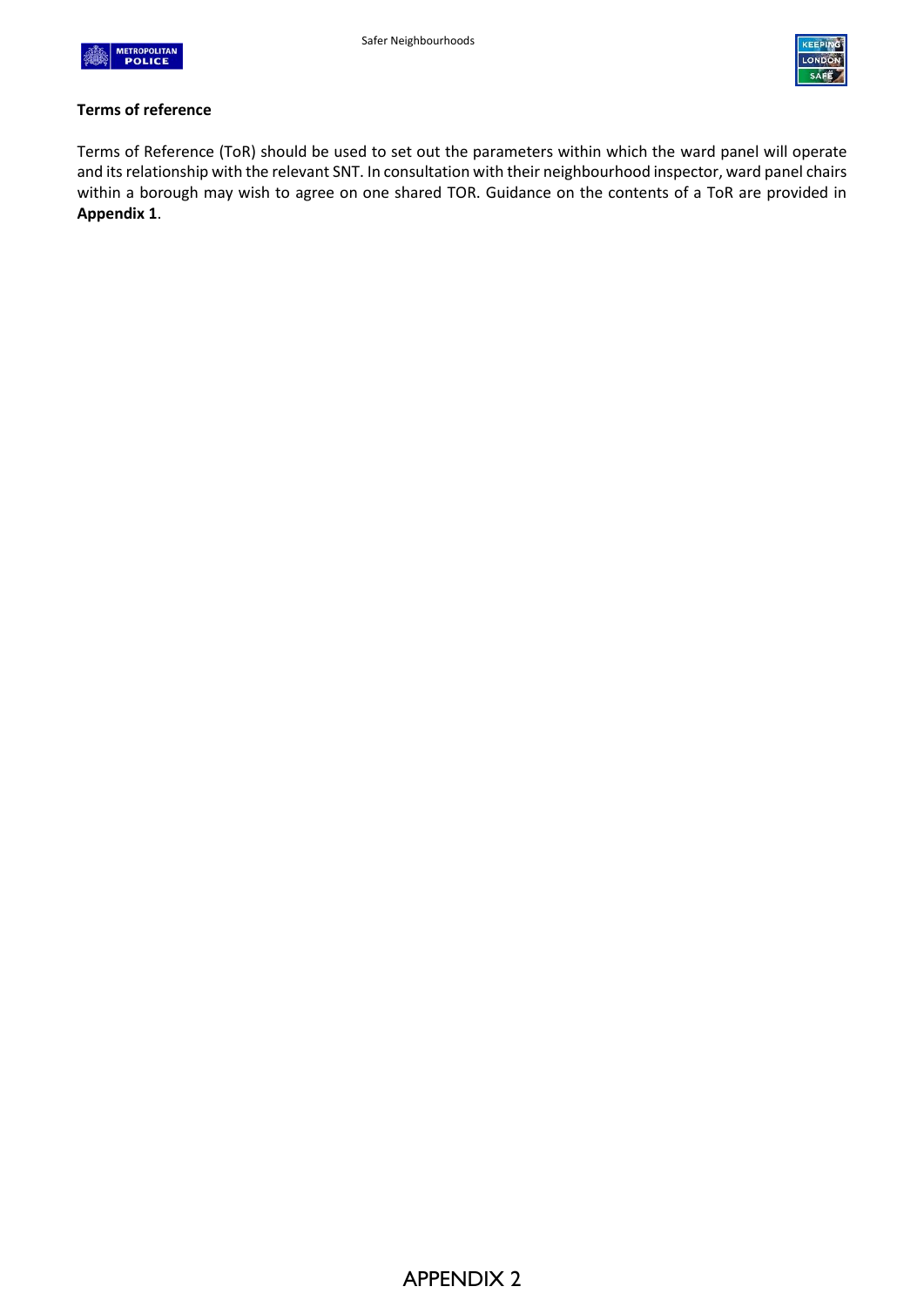**Terms of reference**

Terms of Reference (ToR) should be used to set out the parameters within which the ward panel will operate and its relationship with the relevant SNT. In consultation with their neighbourhood inspector, ward panel chairs within a borough may wish to agree on one shared TOR. Guidance on the contents of a ToR are provided in **Appendix 1**.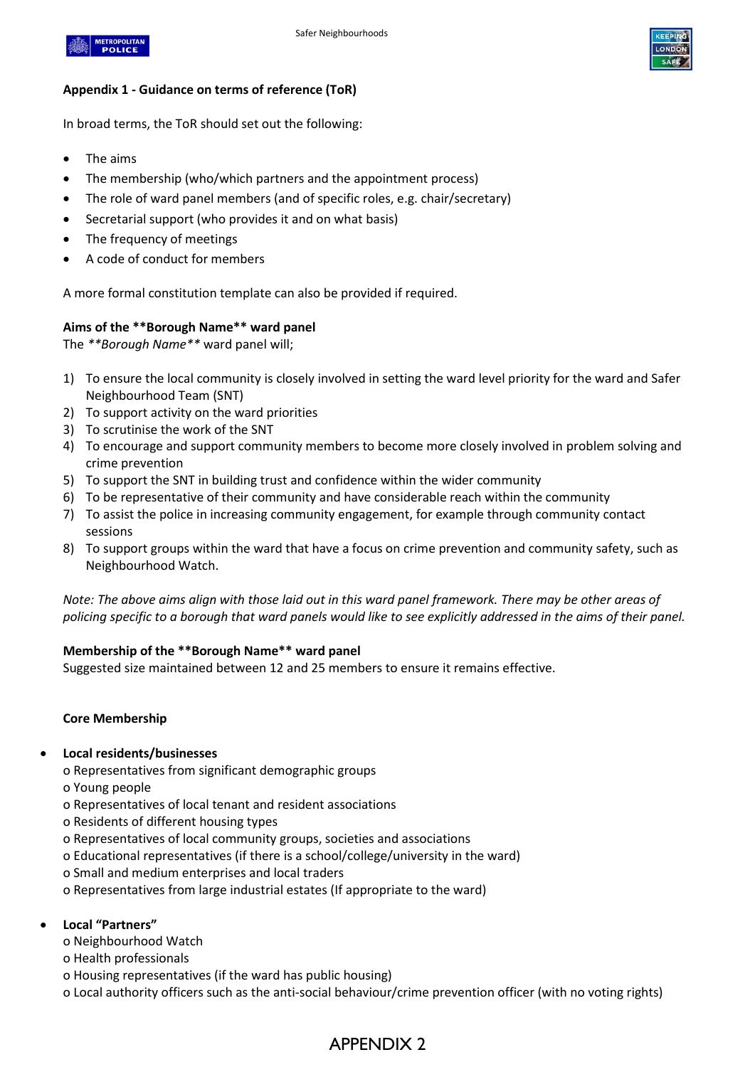**Appendix 1 - Guidance on terms of reference (ToR)**

In broad terms, the ToR should set out the following:

- The aims
- The membership (who/which partners and the appointment process)
- The role of ward panel members (and of specific roles, e.g. chair/secretary)
- Secretarial support (who provides it and on what basis)
- The frequency of meetings
- A code of conduct for members

A more formal constitution template can also be provided if required.

**Aims of the **Borough Name** ward panel**
The *\*\*Borough Name\*\** ward panel will;

1) To ensure the local community is closely involved in setting the ward level priority for the ward and Safer Neighbourhood Team (SNT)
2) To support activity on the ward priorities
3) To scrutinise the work of the SNT
4) To encourage and support community members to become more closely involved in problem solving and crime prevention
5) To support the SNT in building trust and confidence within the wider community
6) To be representative of their community and have considerable reach within the community
7) To assist the police in increasing community engagement, for example through community contact sessions
8) To support groups within the ward that have a focus on crime prevention and community safety, such as Neighbourhood Watch.

*Note: The above aims align with those laid out in this ward panel framework. There may be other areas of policing specific to a borough that ward panels would like to see explicitly addressed in the aims of their panel.*

**Membership of the **Borough Name** ward panel**
Suggested size maintained between 12 and 25 members to ensure it remains effective.

**Core Membership**

- **Local residents/businesses**
  - o Representatives from significant demographic groups
  - o Young people
  - o Representatives of local tenant and resident associations
  - o Residents of different housing types
  - o Representatives of local community groups, societies and associations
  - o Educational representatives (if there is a school/college/university in the ward)
  - o Small and medium enterprises and local traders
  - o Representatives from large industrial estates (If appropriate to the ward)

- **Local "Partners"**
  - o Neighbourhood Watch
  - o Health professionals
  - o Housing representatives (if the ward has public housing)
  - o Local authority officers such as the anti-social behaviour/crime prevention officer (with no voting rights)

APPENDIX 2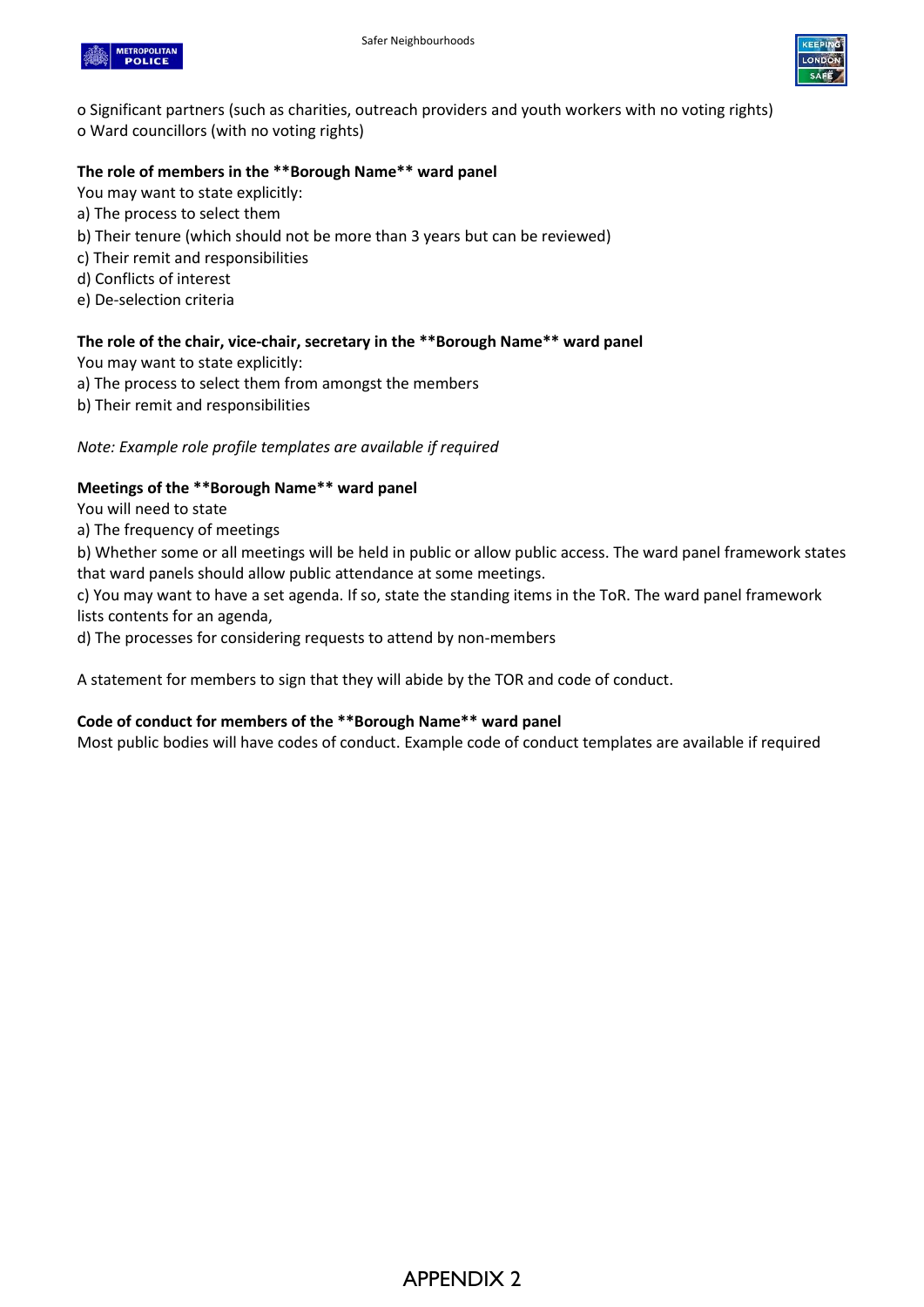o Significant partners (such as charities, outreach providers and youth workers with no voting rights)
o Ward councillors (with no voting rights)

**The role of members in the **Borough Name** ward panel**

You may want to state explicitly:
a) The process to select them
b) Their tenure (which should not be more than 3 years but can be reviewed)
c) Their remit and responsibilities
d) Conflicts of interest
e) De-selection criteria

**The role of the chair, vice-chair, secretary in the **Borough Name** ward panel**

You may want to state explicitly:
a) The process to select them from amongst the members
b) Their remit and responsibilities

*Note: Example role profile templates are available if required*

**Meetings of the **Borough Name** ward panel**

You will need to state
a) The frequency of meetings
b) Whether some or all meetings will be held in public or allow public access. The ward panel framework states that ward panels should allow public attendance at some meetings.
c) You may want to have a set agenda. If so, state the standing items in the ToR. The ward panel framework lists contents for an agenda,
d) The processes for considering requests to attend by non-members

A statement for members to sign that they will abide by the TOR and code of conduct.

**Code of conduct for members of the **Borough Name** ward panel**

Most public bodies will have codes of conduct. Example code of conduct templates are available if required

APPENDIX 2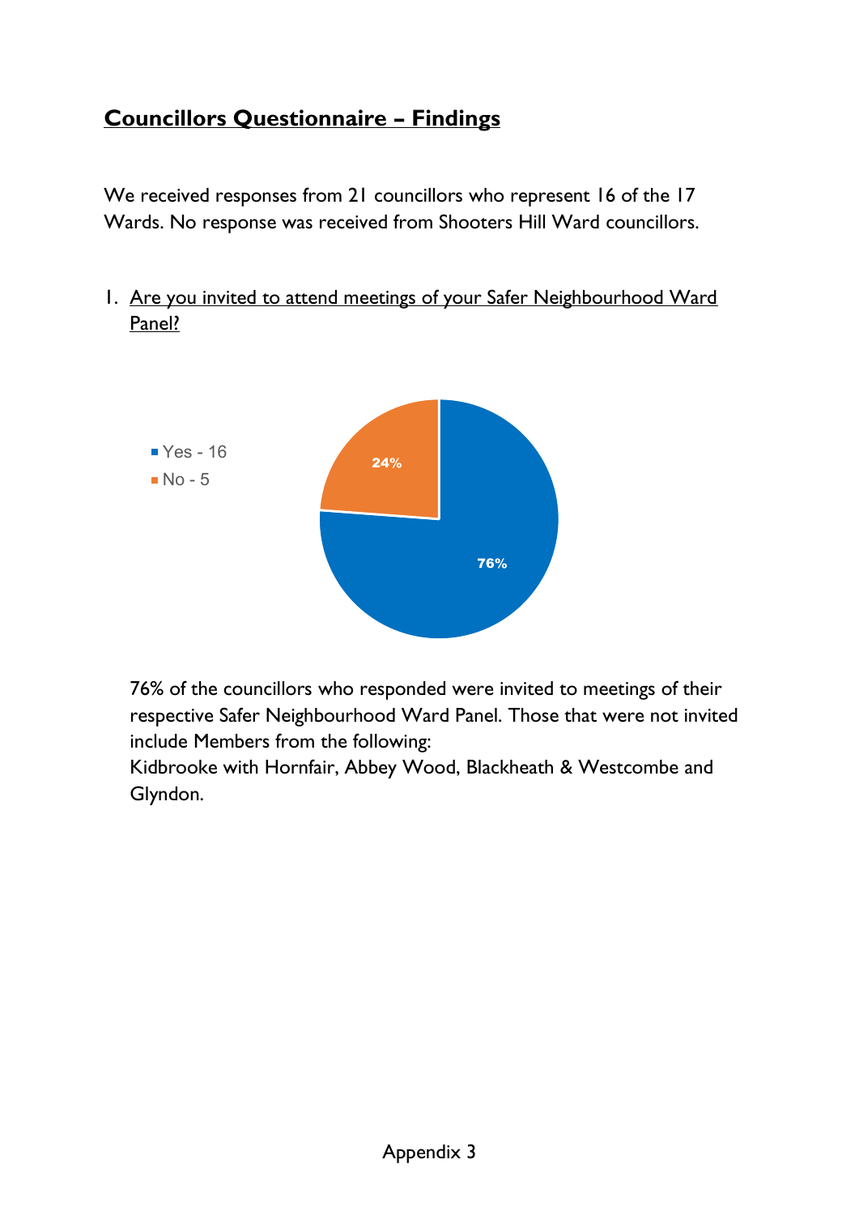# **Councillors Questionnaire – Findings**

We received responses from 21 councillors who represent 16 of the 17 Wards. No response was received from Shooters Hill Ward councillors.

1. Are you invited to attend meetings of your Safer Neighbourhood Ward Panel?

- Yes - 16
- No - 5

24%

76%

76% of the councillors who responded were invited to meetings of their respective Safer Neighbourhood Ward Panel. Those that were not invited include Members from the following:
Kidbrooke with Hornfair, Abbey Wood, Blackheath & Westcombe and Glyndon.

Appendix 3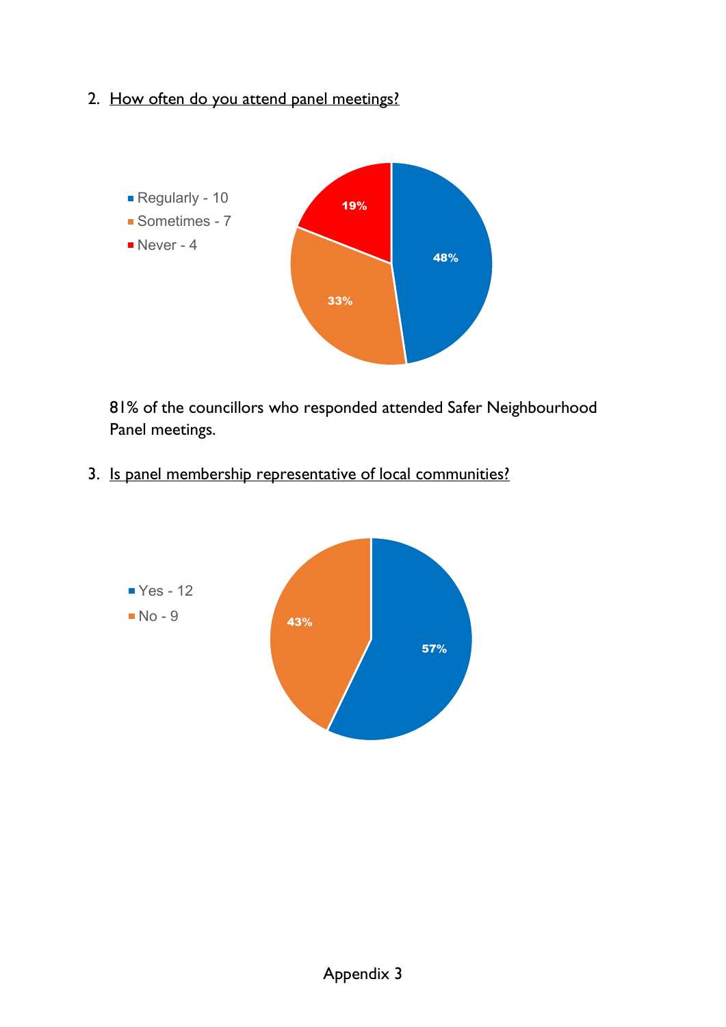2. How often do you attend panel meetings?

- Regularly - 10
- Sometimes - 7
- Never - 4

48%
33%
19%

81% of the councillors who responded attended Safer Neighbourhood Panel meetings.

3. Is panel membership representative of local communities?

- Yes - 12
- No - 9

57%
43%

Appendix 3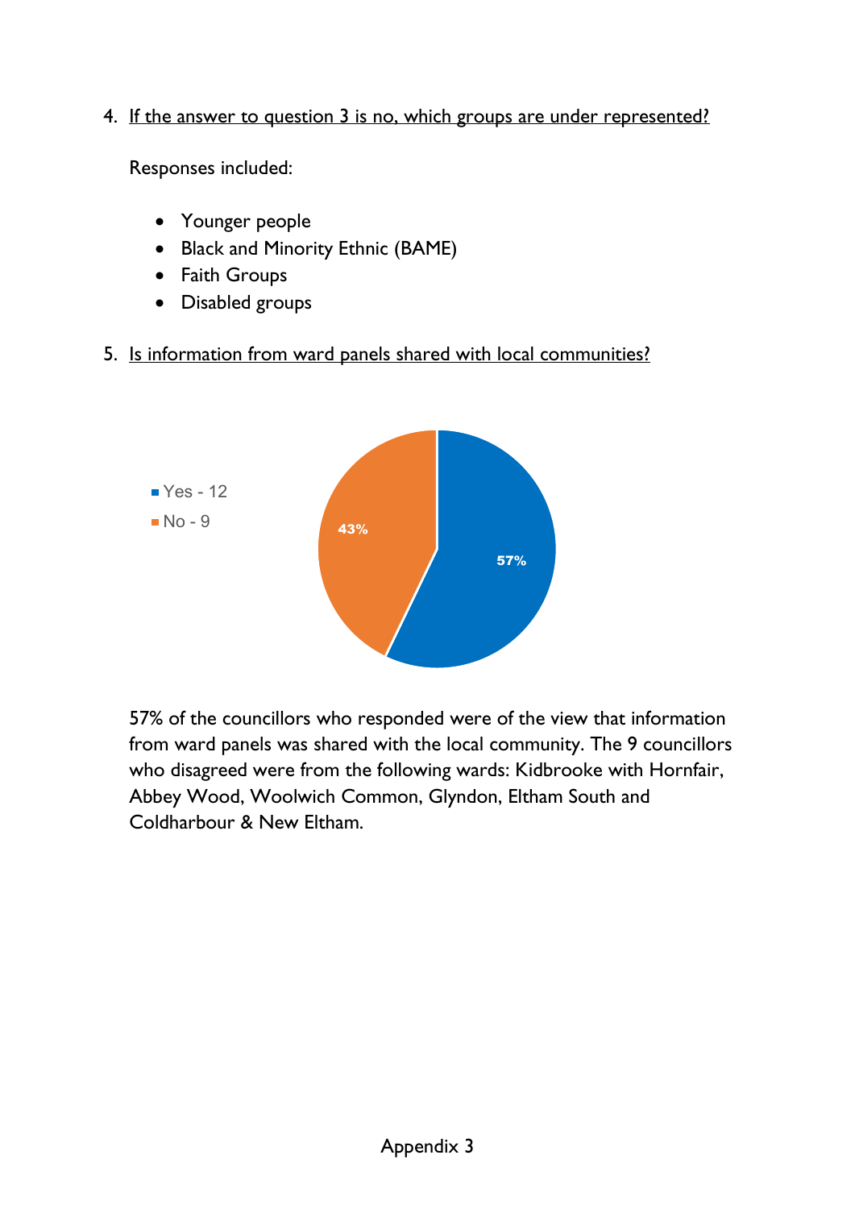4. <u>If the answer to question 3 is no, which groups are under represented?</u>

   Responses included:

   - Younger people
   - Black and Minority Ethnic (BAME)
   - Faith Groups
   - Disabled groups

5. <u>Is information from ward panels shared with local communities?</u>

   - Yes - 12
   - No - 9

   43%

   57%

   57% of the councillors who responded were of the view that information from ward panels was shared with the local community. The 9 councillors who disagreed were from the following wards: Kidbrooke with Hornfair, Abbey Wood, Woolwich Common, Glyndon, Eltham South and Coldharbour & New Eltham.

Appendix 3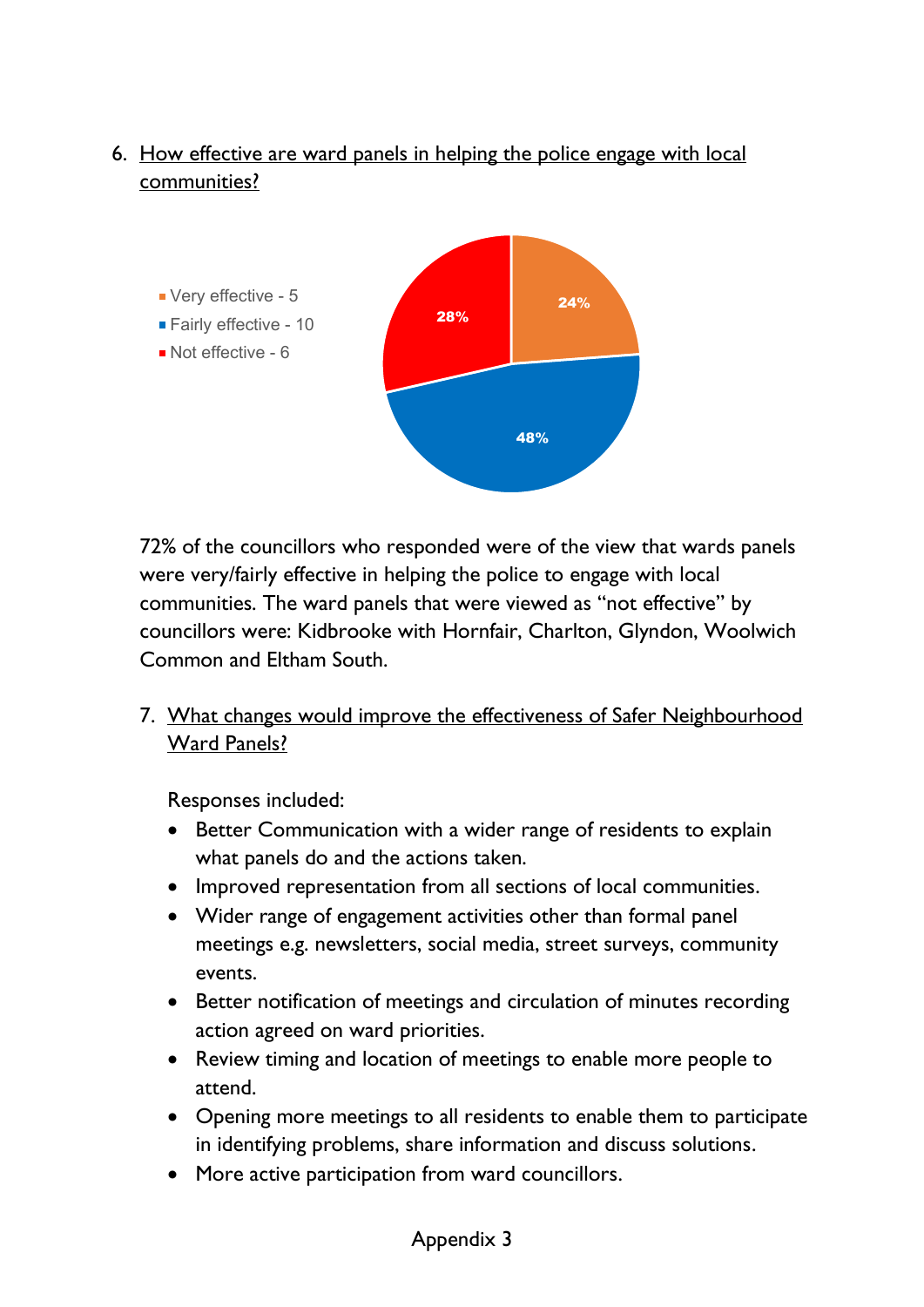6. <u>How effective are ward panels in helping the police engage with local communities?</u>

- Very effective - 5
- Fairly effective - 10
- Not effective - 6

| Response | Percentage |
|---|---|
| Very effective | 24% |
| Fairly effective | 48% |
| Not effective | 28% |

72% of the councillors who responded were of the view that wards panels were very/fairly effective in helping the police to engage with local communities. The ward panels that were viewed as "not effective" by councillors were: Kidbrooke with Hornfair, Charlton, Glyndon, Woolwich Common and Eltham South.

7. <u>What changes would improve the effectiveness of Safer Neighbourhood Ward Panels?</u>

Responses included:

- Better Communication with a wider range of residents to explain what panels do and the actions taken.
- Improved representation from all sections of local communities.
- Wider range of engagement activities other than formal panel meetings e.g. newsletters, social media, street surveys, community events.
- Better notification of meetings and circulation of minutes recording action agreed on ward priorities.
- Review timing and location of meetings to enable more people to attend.
- Opening more meetings to all residents to enable them to participate in identifying problems, share information and discuss solutions.
- More active participation from ward councillors.

Appendix 3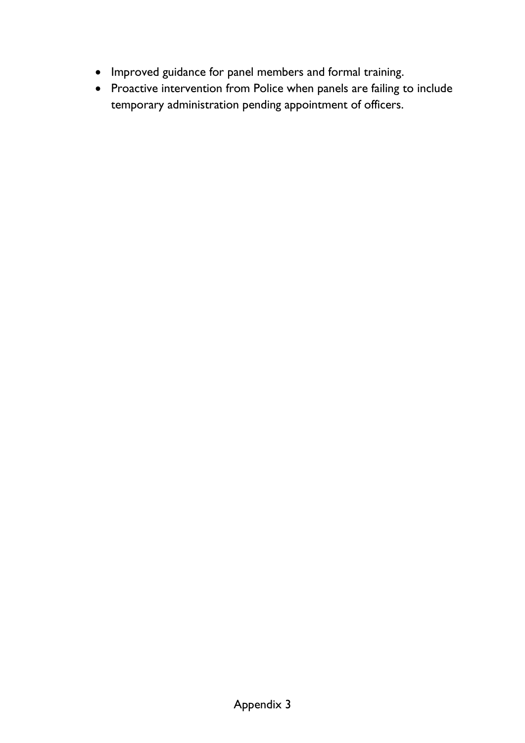- Improved guidance for panel members and formal training.
- Proactive intervention from Police when panels are failing to include temporary administration pending appointment of officers.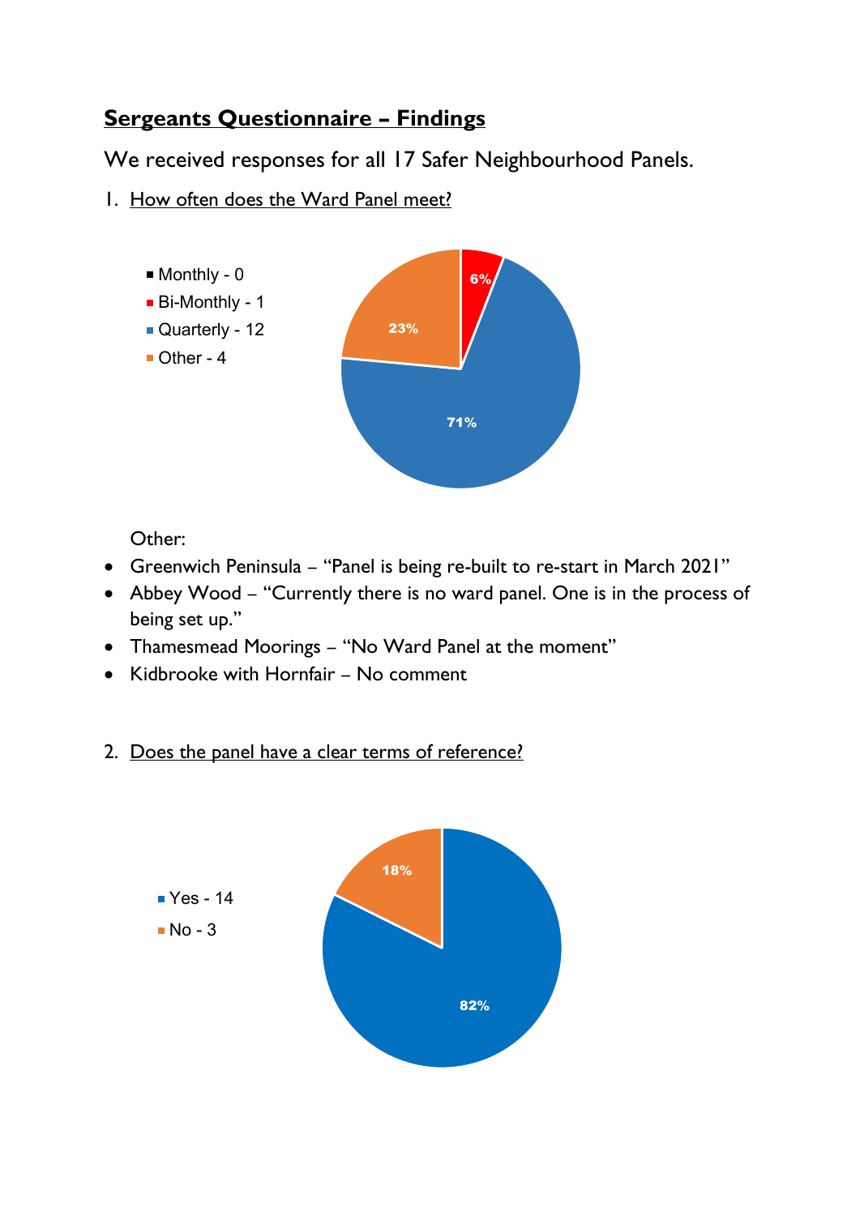## Sergeants Questionnaire – Findings

We received responses for all 17 Safer Neighbourhood Panels.

1. How often does the Ward Panel meet?

- Monthly - 0
- Bi-Monthly - 1
- Quarterly - 12
- Other - 4

6%

23%

71%

Other:

- Greenwich Peninsula – "Panel is being re-built to re-start in March 2021"
- Abbey Wood – "Currently there is no ward panel. One is in the process of being set up."
- Thamesmead Moorings – "No Ward Panel at the moment"
- Kidbrooke with Hornfair – No comment

2. Does the panel have a clear terms of reference?

- Yes - 14
- No - 3

18%

82%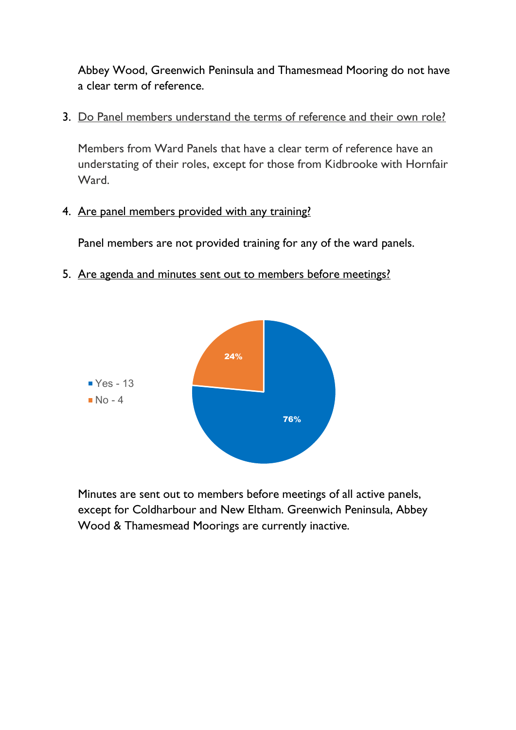Abbey Wood, Greenwich Peninsula and Thamesmead Mooring do not have a clear term of reference.

3. Do Panel members understand the terms of reference and their own role?

   Members from Ward Panels that have a clear term of reference have an understating of their roles, except for those from Kidbrooke with Hornfair Ward.

4. Are panel members provided with any training?

   Panel members are not provided training for any of the ward panels.

5. Are agenda and minutes sent out to members before meetings?

   Yes - 13
   No - 4

   24%
   76%

   Minutes are sent out to members before meetings of all active panels, except for Coldharbour and New Eltham. Greenwich Peninsula, Abbey Wood & Thamesmead Moorings are currently inactive.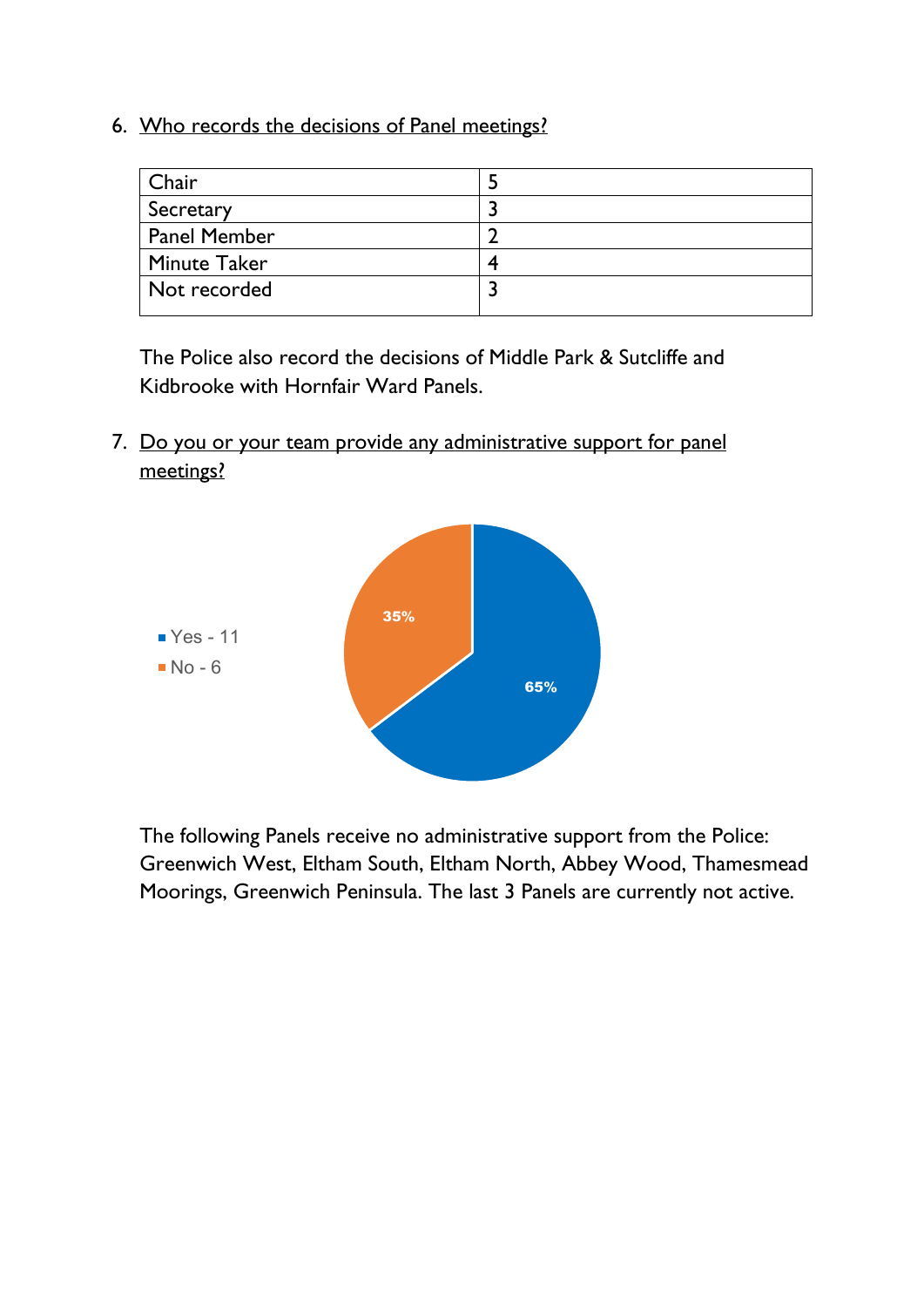6. <u>Who records the decisions of Panel meetings?</u>

| Chair | 5 |
|---|---|
| Secretary | 3 |
| Panel Member | 2 |
| Minute Taker | 4 |
| Not recorded | 3 |

The Police also record the decisions of Middle Park & Sutcliffe and Kidbrooke with Hornfair Ward Panels.

7. <u>Do you or your team provide any administrative support for panel meetings?</u>

- Yes - 11
- No - 6

35%

65%

The following Panels receive no administrative support from the Police: Greenwich West, Eltham South, Eltham North, Abbey Wood, Thamesmead Moorings, Greenwich Peninsula. The last 3 Panels are currently not active.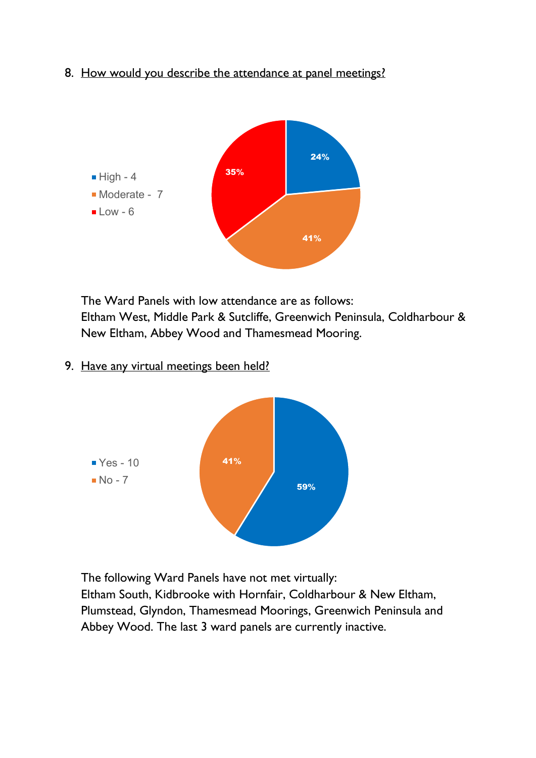8. How would you describe the attendance at panel meetings?

- High - 4
- Moderate - 7
- Low - 6

24%

41%

35%

The Ward Panels with low attendance are as follows:
Eltham West, Middle Park & Sutcliffe, Greenwich Peninsula, Coldharbour & New Eltham, Abbey Wood and Thamesmead Mooring.

9. Have any virtual meetings been held?

- Yes - 10
- No - 7

59%

41%

The following Ward Panels have not met virtually:
Eltham South, Kidbrooke with Hornfair, Coldharbour & New Eltham, Plumstead, Glyndon, Thamesmead Moorings, Greenwich Peninsula and Abbey Wood. The last 3 ward panels are currently inactive.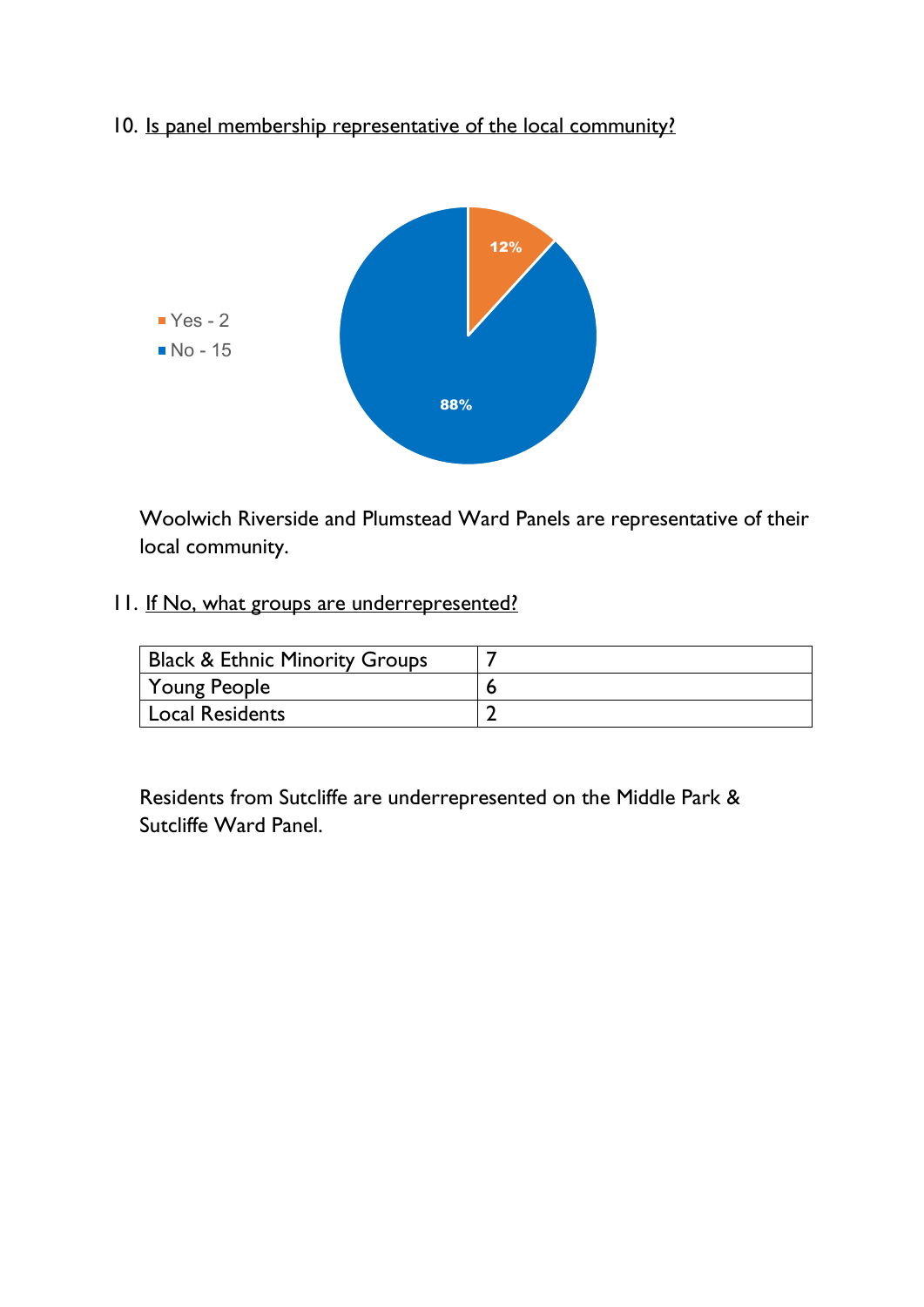10. Is panel membership representative of the local community?

- Yes - 2
- No - 15

12%

88%

Woolwich Riverside and Plumstead Ward Panels are representative of their local community.

11. If No, what groups are underrepresented?

| Black & Ethnic Minority Groups | 7 |
|---|---|
| Young People | 6 |
| Local Residents | 2 |

Residents from Sutcliffe are underrepresented on the Middle Park & Sutcliffe Ward Panel.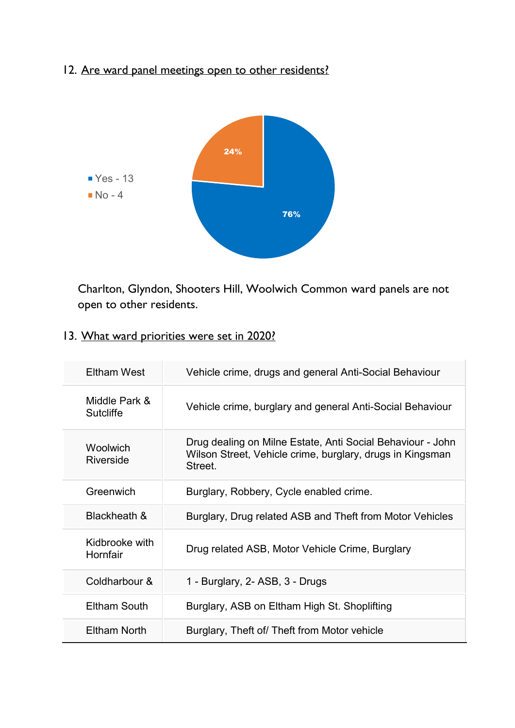12. Are ward panel meetings open to other residents?

- Yes - 13
- No - 4

24%

76%

Charlton, Glyndon, Shooters Hill, Woolwich Common ward panels are not open to other residents.

13. What ward priorities were set in 2020?

| | |
|---|---|
| Eltham West | Vehicle crime, drugs and general Anti-Social Behaviour |
| Middle Park & Sutcliffe | Vehicle crime, burglary and general Anti-Social Behaviour |
| Woolwich Riverside | Drug dealing on Milne Estate, Anti Social Behaviour - John Wilson Street, Vehicle crime, burglary, drugs in Kingsman Street. |
| Greenwich | Burglary, Robbery, Cycle enabled crime. |
| Blackheath & | Burglary, Drug related ASB and Theft from Motor Vehicles |
| Kidbrooke with Hornfair | Drug related ASB, Motor Vehicle Crime, Burglary |
| Coldharbour & | 1 - Burglary, 2- ASB, 3 - Drugs |
| Eltham South | Burglary, ASB on Eltham High St. Shoplifting |
| Eltham North | Burglary, Theft of/ Theft from Motor vehicle |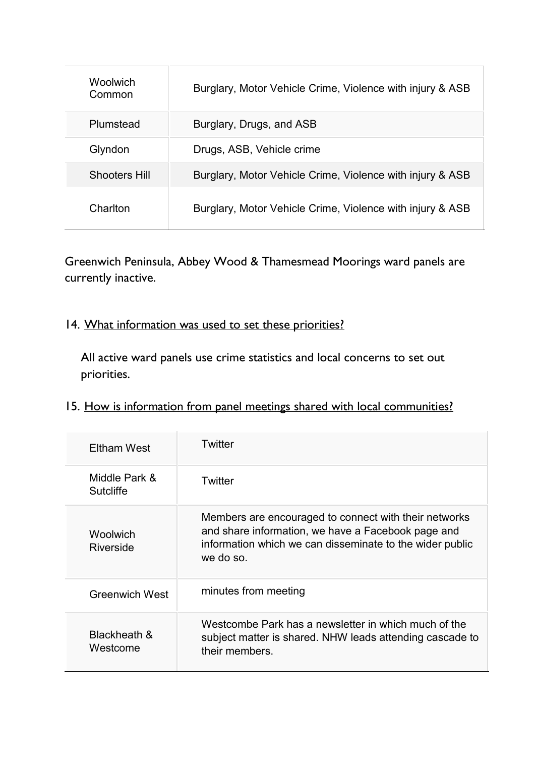| | |
|---|---|
| Woolwich Common | Burglary, Motor Vehicle Crime, Violence with injury & ASB |
| Plumstead | Burglary, Drugs, and ASB |
| Glyndon | Drugs, ASB, Vehicle crime |
| Shooters Hill | Burglary, Motor Vehicle Crime, Violence with injury & ASB |
| Charlton | Burglary, Motor Vehicle Crime, Violence with injury & ASB |

Greenwich Peninsula, Abbey Wood & Thamesmead Moorings ward panels are currently inactive.

14. What information was used to set these priorities?

All active ward panels use crime statistics and local concerns to set out priorities.

15. How is information from panel meetings shared with local communities?

| | |
|---|---|
| Eltham West | Twitter |
| Middle Park & Sutcliffe | Twitter |
| Woolwich Riverside | Members are encouraged to connect with their networks and share information, we have a Facebook page and information which we can disseminate to the wider public we do so. |
| Greenwich West | minutes from meeting |
| Blackheath & Westcome | Westcombe Park has a newsletter in which much of the subject matter is shared. NHW leads attending cascade to their members. |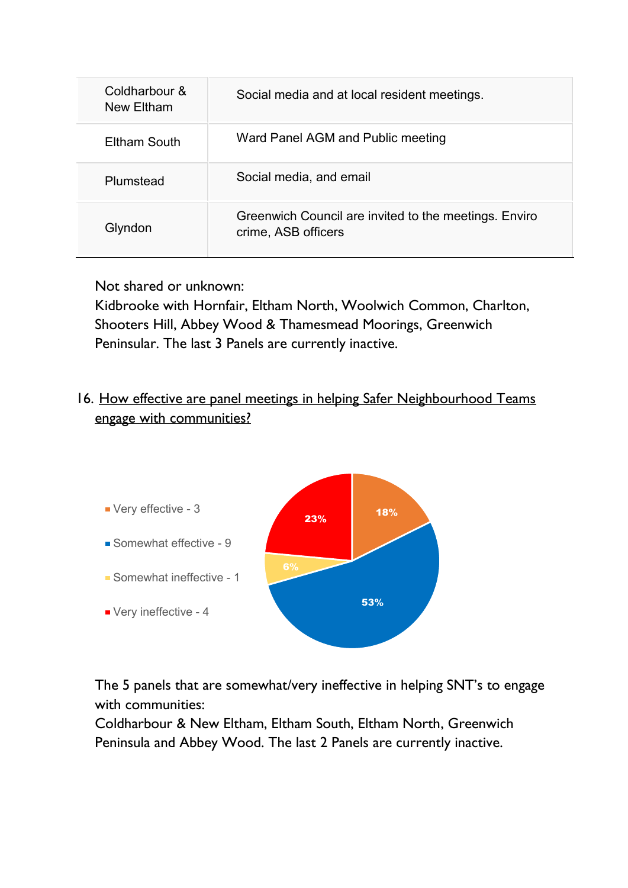| | |
|---|---|
| Coldharbour & New Eltham | Social media and at local resident meetings. |
| Eltham South | Ward Panel AGM and Public meeting |
| Plumstead | Social media, and email |
| Glyndon | Greenwich Council are invited to the meetings. Enviro crime, ASB officers |

Not shared or unknown:
Kidbrooke with Hornfair, Eltham North, Woolwich Common, Charlton, Shooters Hill, Abbey Wood & Thamesmead Moorings, Greenwich Peninsular. The last 3 Panels are currently inactive.

16. How effective are panel meetings in helping Safer Neighbourhood Teams engage with communities?

- Very effective - 3 (18%)
- Somewhat effective - 9 (53%)
- Somewhat ineffective - 1 (6%)
- Very ineffective - 4 (23%)

The 5 panels that are somewhat/very ineffective in helping SNT's to engage with communities:
Coldharbour & New Eltham, Eltham South, Eltham North, Greenwich Peninsula and Abbey Wood. The last 2 Panels are currently inactive.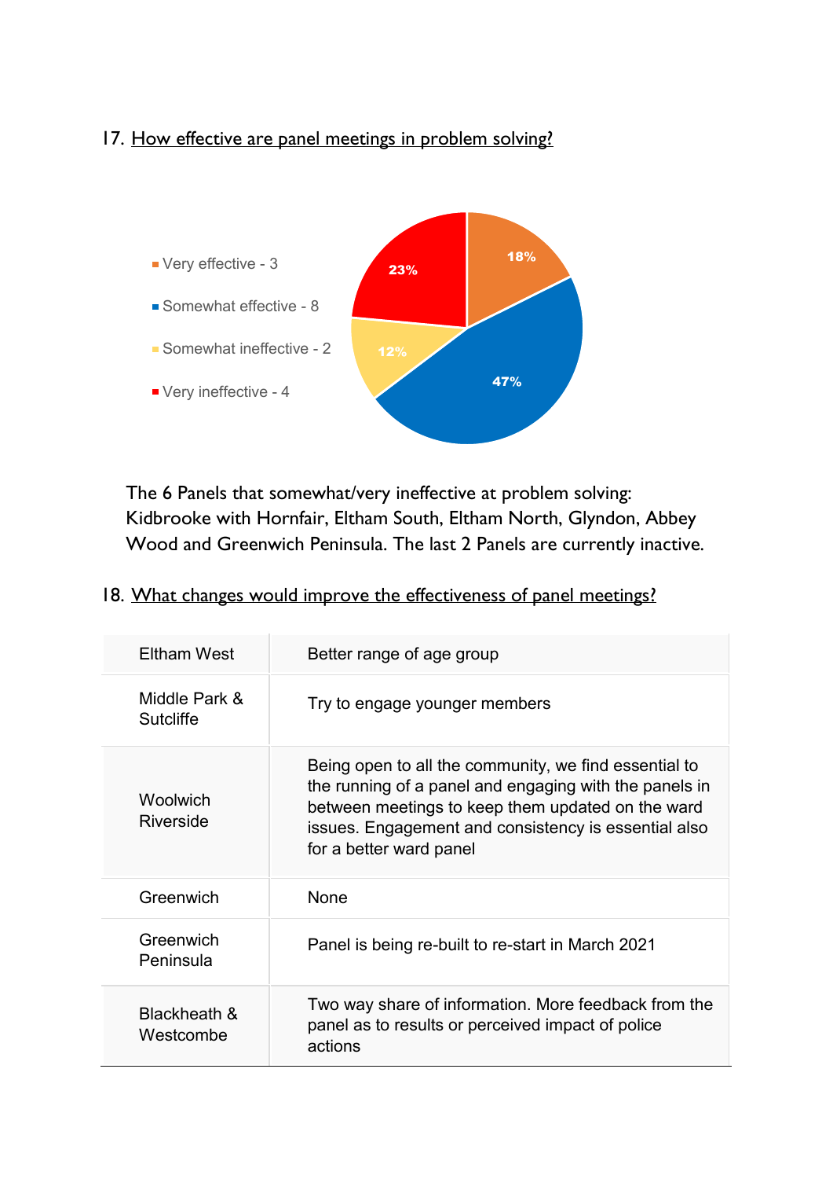17. <u>How effective are panel meetings in problem solving?</u>

- Very effective - 3
- Somewhat effective - 8
- Somewhat ineffective - 2
- Very ineffective - 4

18%, 47%, 12%, 23%

The 6 Panels that somewhat/very ineffective at problem solving: Kidbrooke with Hornfair, Eltham South, Eltham North, Glyndon, Abbey Wood and Greenwich Peninsula. The last 2 Panels are currently inactive.

18. <u>What changes would improve the effectiveness of panel meetings?</u>

| | |
|---|---|
| Eltham West | Better range of age group |
| Middle Park & Sutcliffe | Try to engage younger members |
| Woolwich Riverside | Being open to all the community, we find essential to the running of a panel and engaging with the panels in between meetings to keep them updated on the ward issues. Engagement and consistency is essential also for a better ward panel |
| Greenwich | None |
| Greenwich Peninsula | Panel is being re-built to re-start in March 2021 |
| Blackheath & Westcombe | Two way share of information. More feedback from the panel as to results or perceived impact of police actions |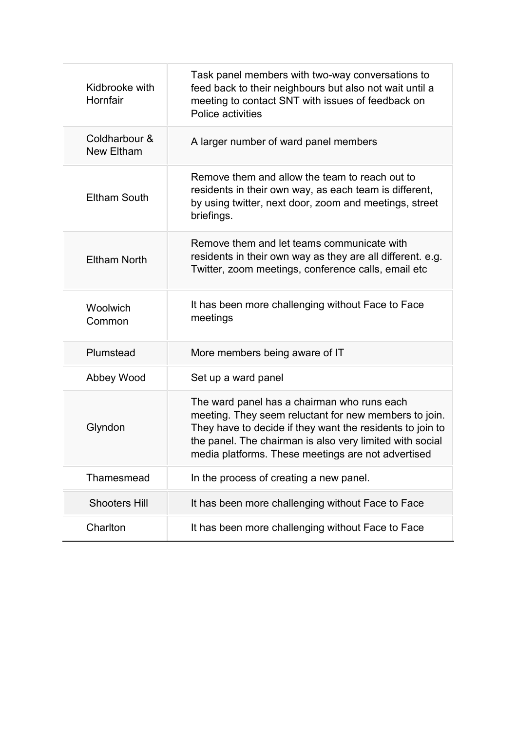| | |
|---|---|
| Kidbrooke with Hornfair | Task panel members with two-way conversations to feed back to their neighbours but also not wait until a meeting to contact SNT with issues of feedback on Police activities |
| Coldharbour & New Eltham | A larger number of ward panel members |
| Eltham South | Remove them and allow the team to reach out to residents in their own way, as each team is different, by using twitter, next door, zoom and meetings, street briefings. |
| Eltham North | Remove them and let teams communicate with residents in their own way as they are all different. e.g. Twitter, zoom meetings, conference calls, email etc |
| Woolwich Common | It has been more challenging without Face to Face meetings |
| Plumstead | More members being aware of IT |
| Abbey Wood | Set up a ward panel |
| Glyndon | The ward panel has a chairman who runs each meeting. They seem reluctant for new members to join. They have to decide if they want the residents to join to the panel. The chairman is also very limited with social media platforms. These meetings are not advertised |
| Thamesmead | In the process of creating a new panel. |
| Shooters Hill | It has been more challenging without Face to Face |
| Charlton | It has been more challenging without Face to Face |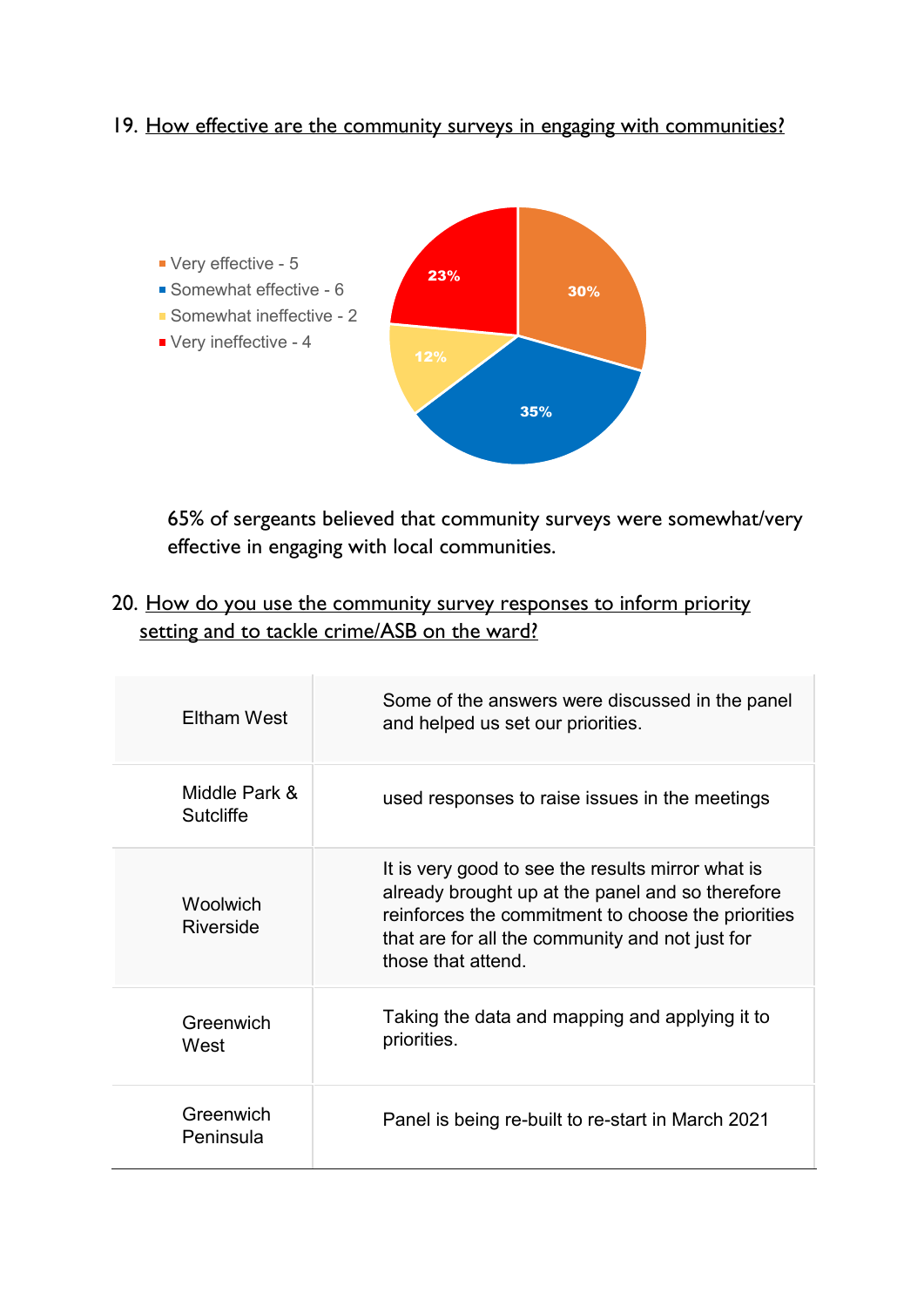19. How effective are the community surveys in engaging with communities?

- Very effective - 5
- Somewhat effective - 6
- Somewhat ineffective - 2
- Very ineffective - 4

30%
35%
12%
23%

65% of sergeants believed that community surveys were somewhat/very effective in engaging with local communities.

20. How do you use the community survey responses to inform priority setting and to tackle crime/ASB on the ward?

| | |
|---|---|
| Eltham West | Some of the answers were discussed in the panel and helped us set our priorities. |
| Middle Park & Sutcliffe | used responses to raise issues in the meetings |
| Woolwich Riverside | It is very good to see the results mirror what is already brought up at the panel and so therefore reinforces the commitment to choose the priorities that are for all the community and not just for those that attend. |
| Greenwich West | Taking the data and mapping and applying it to priorities. |
| Greenwich Peninsula | Panel is being re-built to re-start in March 2021 |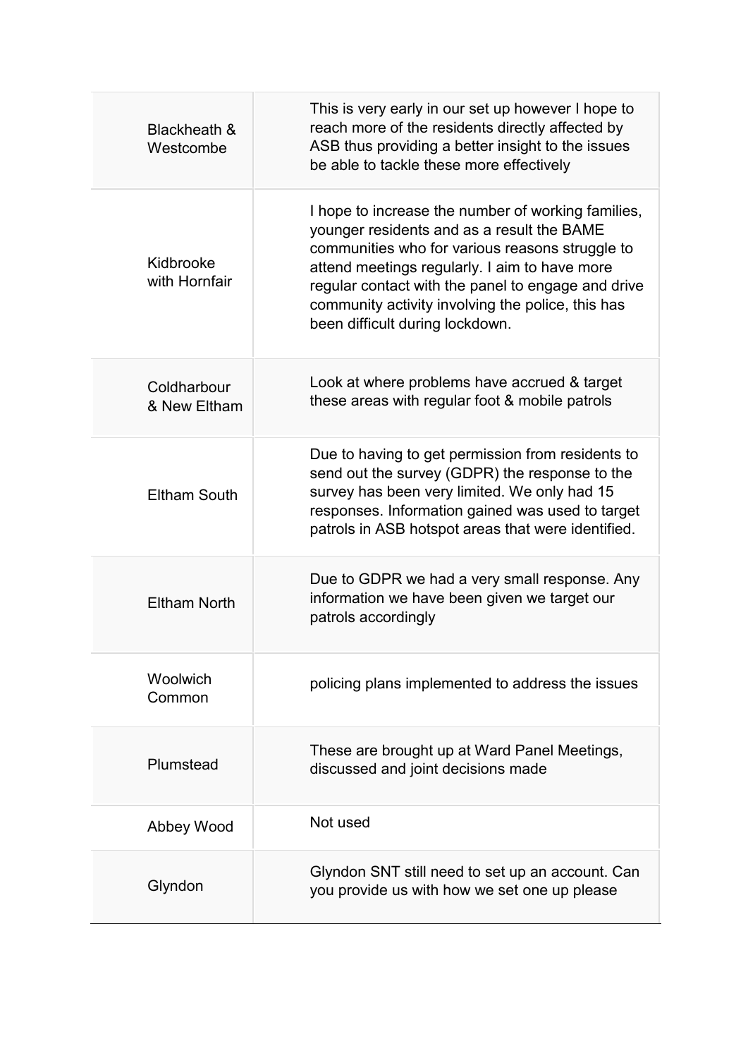| | |
|---|---|
| Blackheath & Westcombe | This is very early in our set up however I hope to reach more of the residents directly affected by ASB thus providing a better insight to the issues be able to tackle these more effectively |
| Kidbrooke with Hornfair | I hope to increase the number of working families, younger residents and as a result the BAME communities who for various reasons struggle to attend meetings regularly. I aim to have more regular contact with the panel to engage and drive community activity involving the police, this has been difficult during lockdown. |
| Coldharbour & New Eltham | Look at where problems have accrued & target these areas with regular foot & mobile patrols |
| Eltham South | Due to having to get permission from residents to send out the survey (GDPR) the response to the survey has been very limited. We only had 15 responses. Information gained was used to target patrols in ASB hotspot areas that were identified. |
| Eltham North | Due to GDPR we had a very small response. Any information we have been given we target our patrols accordingly |
| Woolwich Common | policing plans implemented to address the issues |
| Plumstead | These are brought up at Ward Panel Meetings, discussed and joint decisions made |
| Abbey Wood | Not used |
| Glyndon | Glyndon SNT still need to set up an account. Can you provide us with how we set one up please |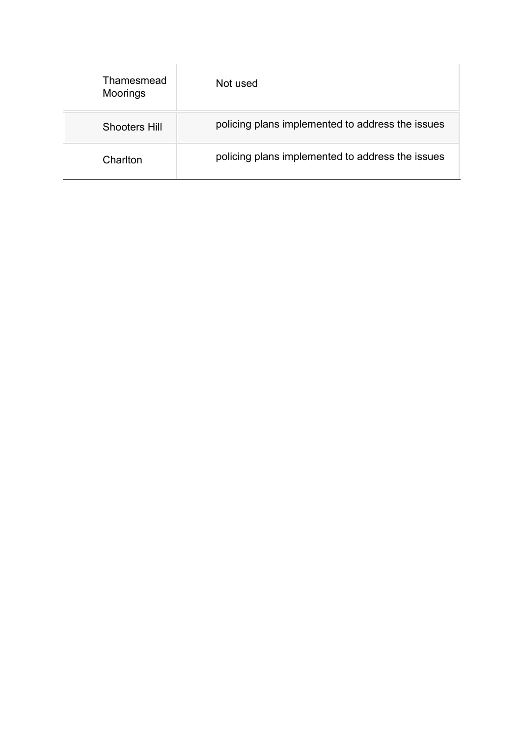| | |
|---|---|
| Thamesmead Moorings | Not used |
| Shooters Hill | policing plans implemented to address the issues |
| Charlton | policing plans implemented to address the issues |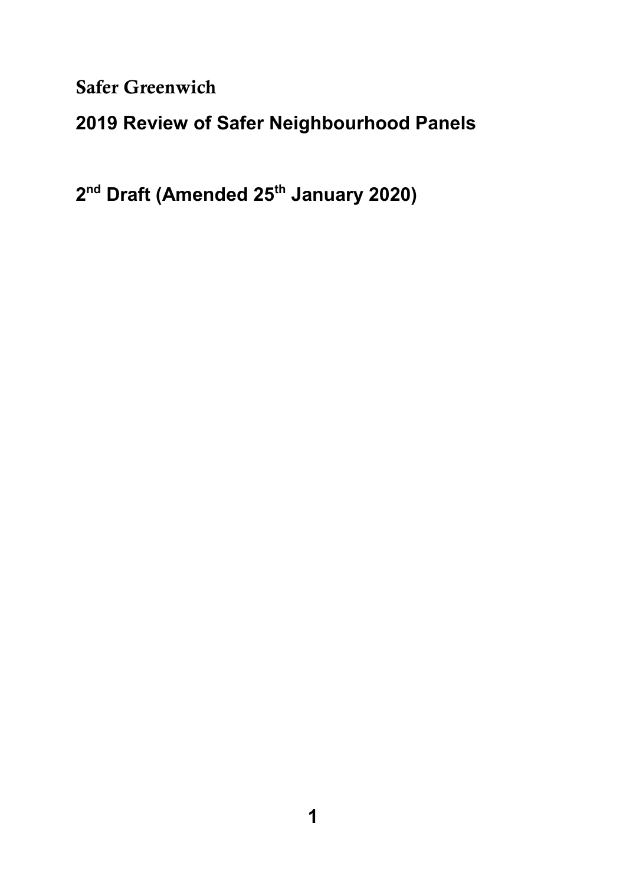Safer Greenwich

## 2019 Review of Safer Neighbourhood Panels

## 2nd Draft (Amended 25th January 2020)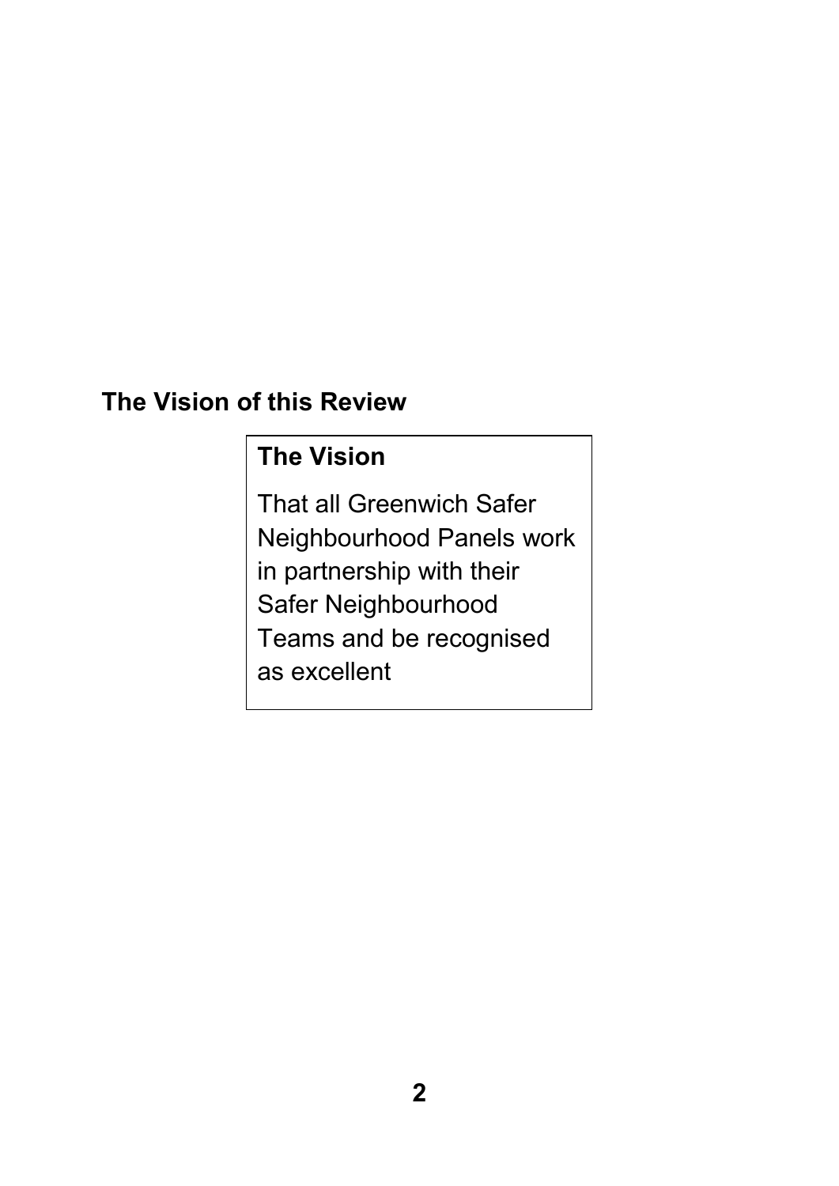## The Vision of this Review

### The Vision

That all Greenwich Safer Neighbourhood Panels work in partnership with their Safer Neighbourhood Teams and be recognised as excellent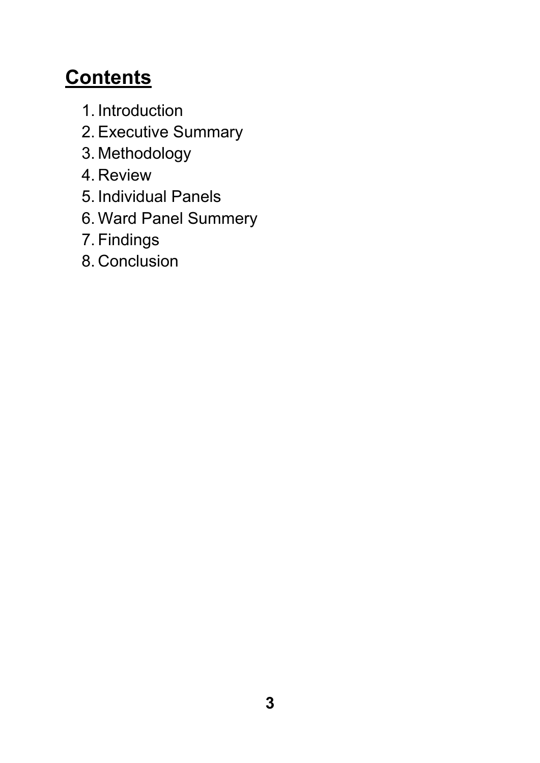## Contents

1. Introduction
2. Executive Summary
3. Methodology
4. Review
5. Individual Panels
6. Ward Panel Summery
7. Findings
8. Conclusion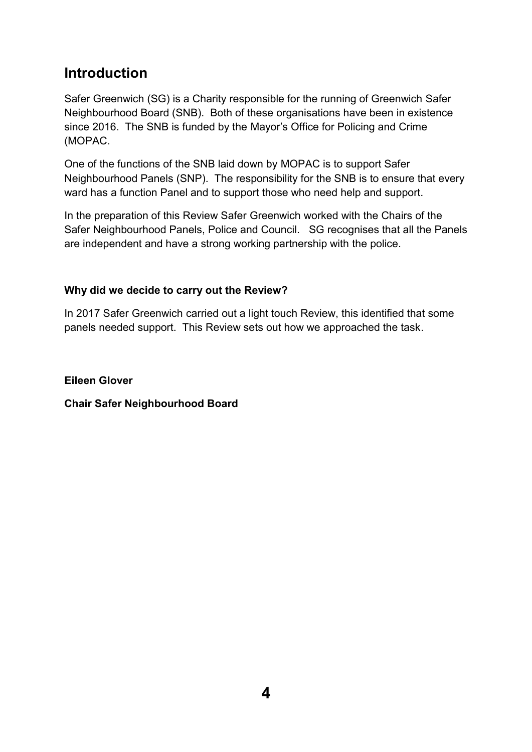## Introduction

Safer Greenwich (SG) is a Charity responsible for the running of Greenwich Safer Neighbourhood Board (SNB). Both of these organisations have been in existence since 2016. The SNB is funded by the Mayor's Office for Policing and Crime (MOPAC.

One of the functions of the SNB laid down by MOPAC is to support Safer Neighbourhood Panels (SNP). The responsibility for the SNB is to ensure that every ward has a function Panel and to support those who need help and support.

In the preparation of this Review Safer Greenwich worked with the Chairs of the Safer Neighbourhood Panels, Police and Council. SG recognises that all the Panels are independent and have a strong working partnership with the police.

**Why did we decide to carry out the Review?**

In 2017 Safer Greenwich carried out a light touch Review, this identified that some panels needed support. This Review sets out how we approached the task.

**Eileen Glover**

**Chair Safer Neighbourhood Board**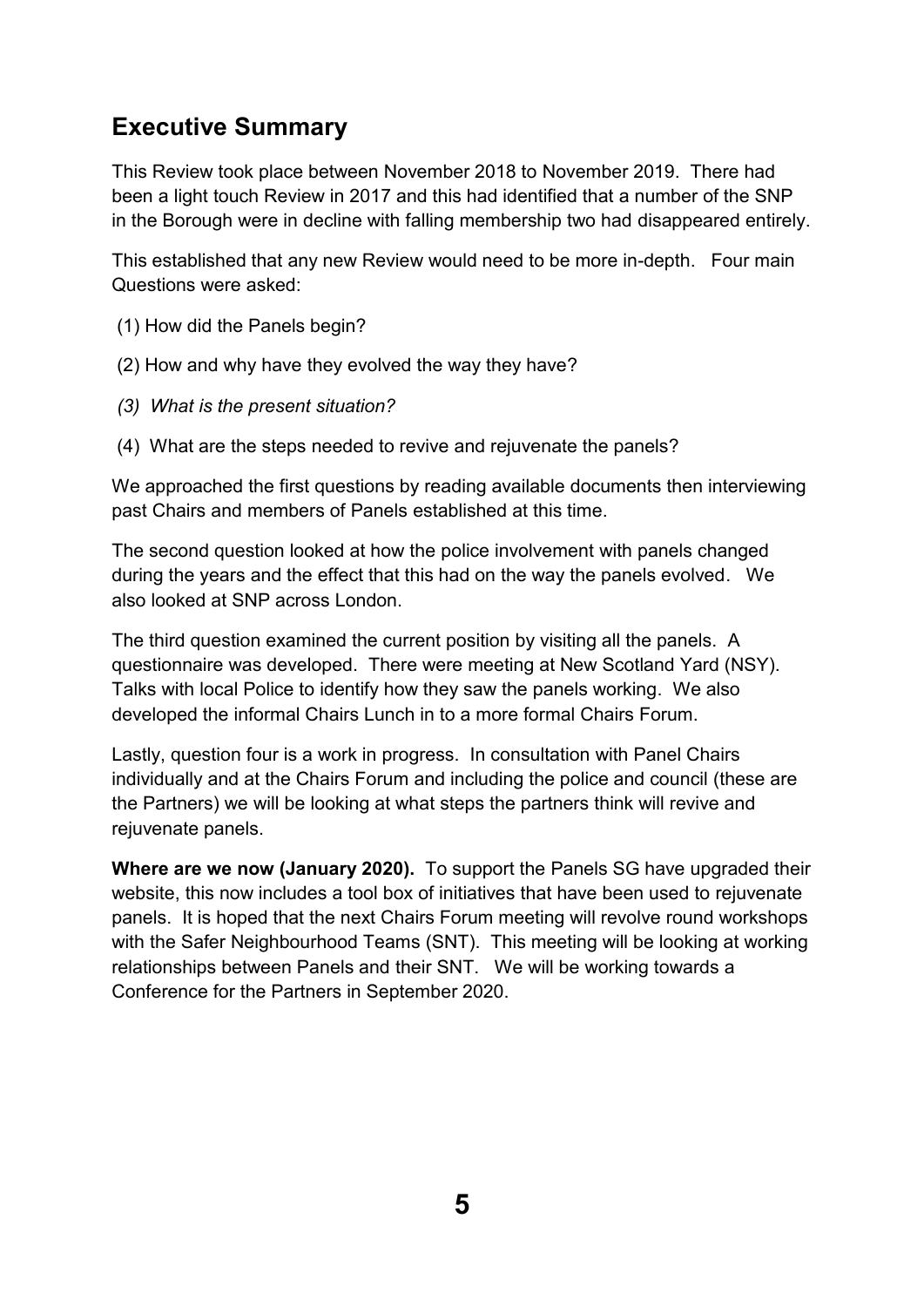## Executive Summary

This Review took place between November 2018 to November 2019. There had been a light touch Review in 2017 and this had identified that a number of the SNP in the Borough were in decline with falling membership two had disappeared entirely.

This established that any new Review would need to be more in-depth. Four main Questions were asked:

(1) How did the Panels begin?

(2) How and why have they evolved the way they have?

*(3) What is the present situation?*

(4) What are the steps needed to revive and rejuvenate the panels?

We approached the first questions by reading available documents then interviewing past Chairs and members of Panels established at this time.

The second question looked at how the police involvement with panels changed during the years and the effect that this had on the way the panels evolved. We also looked at SNP across London.

The third question examined the current position by visiting all the panels. A questionnaire was developed. There were meeting at New Scotland Yard (NSY). Talks with local Police to identify how they saw the panels working. We also developed the informal Chairs Lunch in to a more formal Chairs Forum.

Lastly, question four is a work in progress. In consultation with Panel Chairs individually and at the Chairs Forum and including the police and council (these are the Partners) we will be looking at what steps the partners think will revive and rejuvenate panels.

**Where are we now (January 2020).** To support the Panels SG have upgraded their website, this now includes a tool box of initiatives that have been used to rejuvenate panels. It is hoped that the next Chairs Forum meeting will revolve round workshops with the Safer Neighbourhood Teams (SNT). This meeting will be looking at working relationships between Panels and their SNT. We will be working towards a Conference for the Partners in September 2020.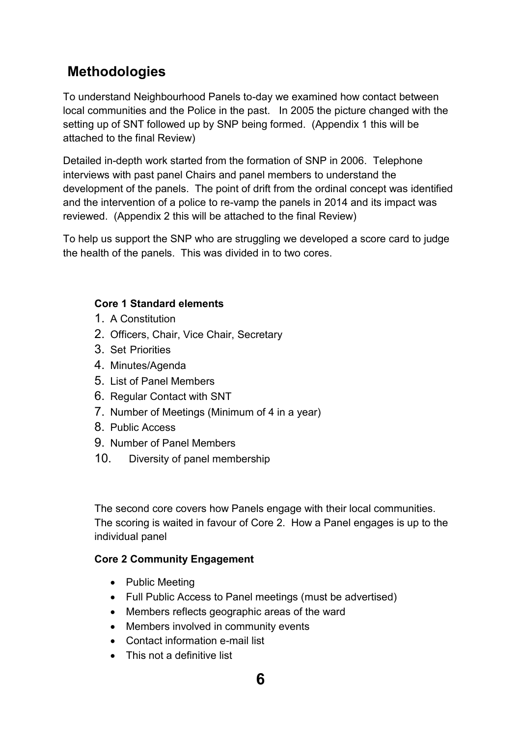## Methodologies

To understand Neighbourhood Panels to-day we examined how contact between local communities and the Police in the past. In 2005 the picture changed with the setting up of SNT followed up by SNP being formed. (Appendix 1 this will be attached to the final Review)

Detailed in-depth work started from the formation of SNP in 2006. Telephone interviews with past panel Chairs and panel members to understand the development of the panels. The point of drift from the ordinal concept was identified and the intervention of a police to re-vamp the panels in 2014 and its impact was reviewed. (Appendix 2 this will be attached to the final Review)

To help us support the SNP who are struggling we developed a score card to judge the health of the panels. This was divided in to two cores.

**Core 1 Standard elements**

1. A Constitution
2. Officers, Chair, Vice Chair, Secretary
3. Set Priorities
4. Minutes/Agenda
5. List of Panel Members
6. Regular Contact with SNT
7. Number of Meetings (Minimum of 4 in a year)
8. Public Access
9. Number of Panel Members
10. Diversity of panel membership

The second core covers how Panels engage with their local communities. The scoring is waited in favour of Core 2. How a Panel engages is up to the individual panel

**Core 2 Community Engagement**

- Public Meeting
- Full Public Access to Panel meetings (must be advertised)
- Members reflects geographic areas of the ward
- Members involved in community events
- Contact information e-mail list
- This not a definitive list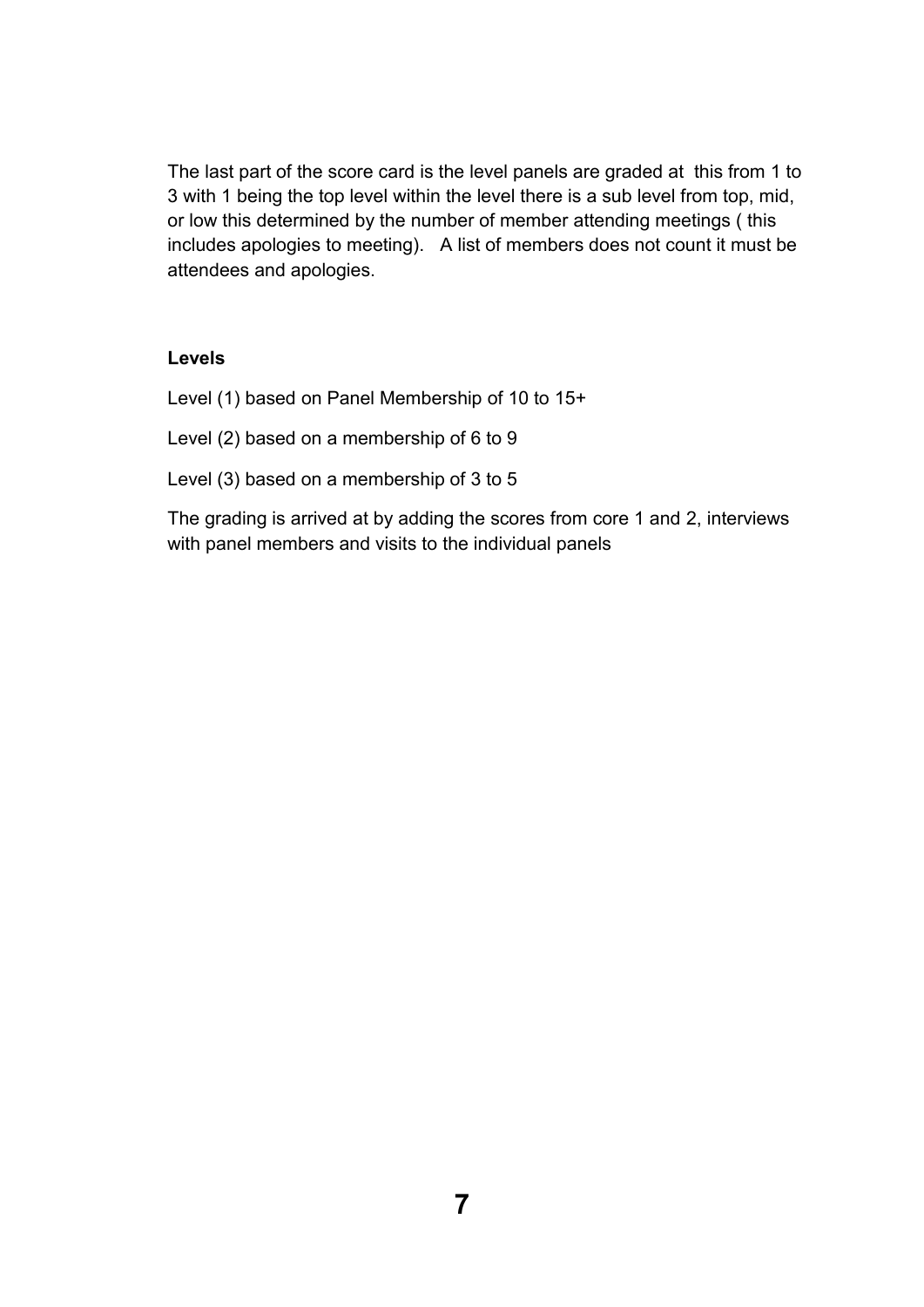The last part of the score card is the level panels are graded at this from 1 to 3 with 1 being the top level within the level there is a sub level from top, mid, or low this determined by the number of member attending meetings ( this includes apologies to meeting). A list of members does not count it must be attendees and apologies.

**Levels**

Level (1) based on Panel Membership of 10 to 15+

Level (2) based on a membership of 6 to 9

Level (3) based on a membership of 3 to 5

The grading is arrived at by adding the scores from core 1 and 2, interviews with panel members and visits to the individual panels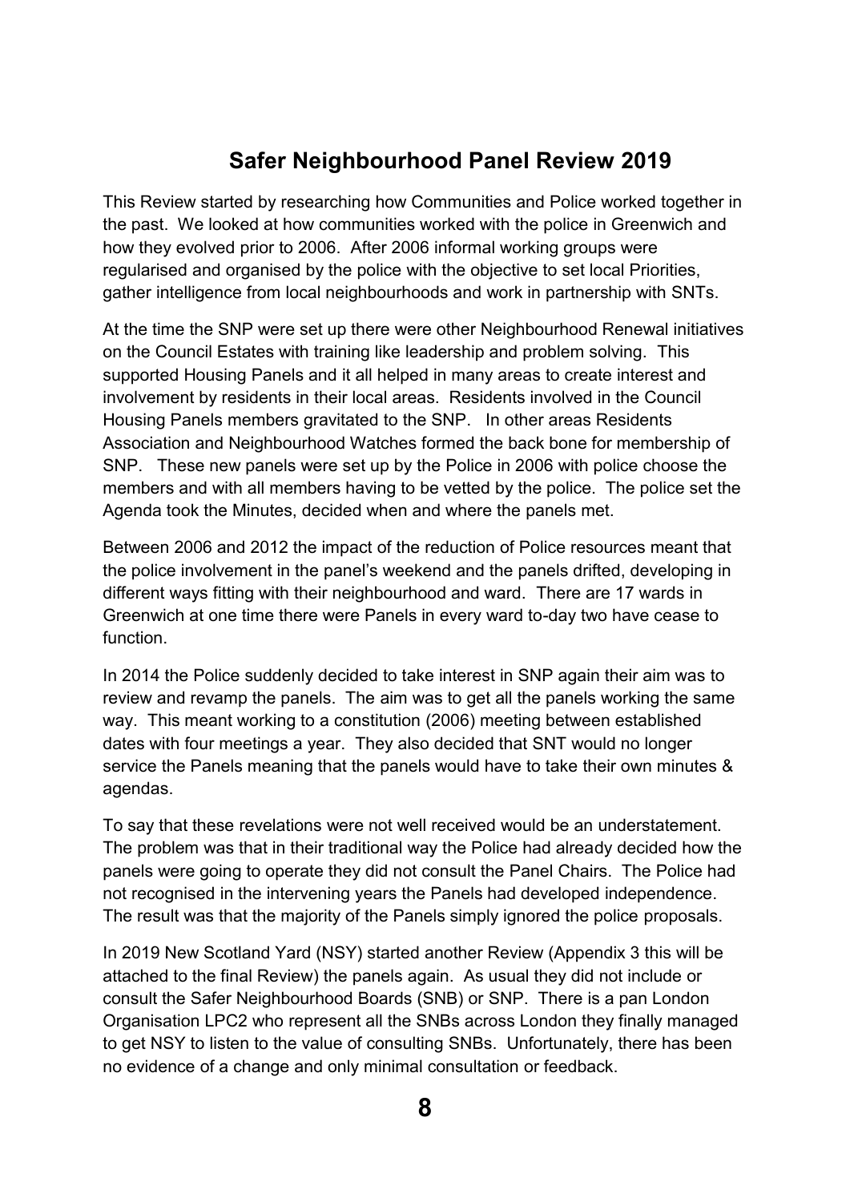# Safer Neighbourhood Panel Review 2019

This Review started by researching how Communities and Police worked together in the past. We looked at how communities worked with the police in Greenwich and how they evolved prior to 2006. After 2006 informal working groups were regularised and organised by the police with the objective to set local Priorities, gather intelligence from local neighbourhoods and work in partnership with SNTs.

At the time the SNP were set up there were other Neighbourhood Renewal initiatives on the Council Estates with training like leadership and problem solving. This supported Housing Panels and it all helped in many areas to create interest and involvement by residents in their local areas. Residents involved in the Council Housing Panels members gravitated to the SNP. In other areas Residents Association and Neighbourhood Watches formed the back bone for membership of SNP. These new panels were set up by the Police in 2006 with police choose the members and with all members having to be vetted by the police. The police set the Agenda took the Minutes, decided when and where the panels met.

Between 2006 and 2012 the impact of the reduction of Police resources meant that the police involvement in the panel's weekend and the panels drifted, developing in different ways fitting with their neighbourhood and ward. There are 17 wards in Greenwich at one time there were Panels in every ward to-day two have cease to function.

In 2014 the Police suddenly decided to take interest in SNP again their aim was to review and revamp the panels. The aim was to get all the panels working the same way. This meant working to a constitution (2006) meeting between established dates with four meetings a year. They also decided that SNT would no longer service the Panels meaning that the panels would have to take their own minutes & agendas.

To say that these revelations were not well received would be an understatement. The problem was that in their traditional way the Police had already decided how the panels were going to operate they did not consult the Panel Chairs. The Police had not recognised in the intervening years the Panels had developed independence. The result was that the majority of the Panels simply ignored the police proposals.

In 2019 New Scotland Yard (NSY) started another Review (Appendix 3 this will be attached to the final Review) the panels again. As usual they did not include or consult the Safer Neighbourhood Boards (SNB) or SNP. There is a pan London Organisation LPC2 who represent all the SNBs across London they finally managed to get NSY to listen to the value of consulting SNBs. Unfortunately, there has been no evidence of a change and only minimal consultation or feedback.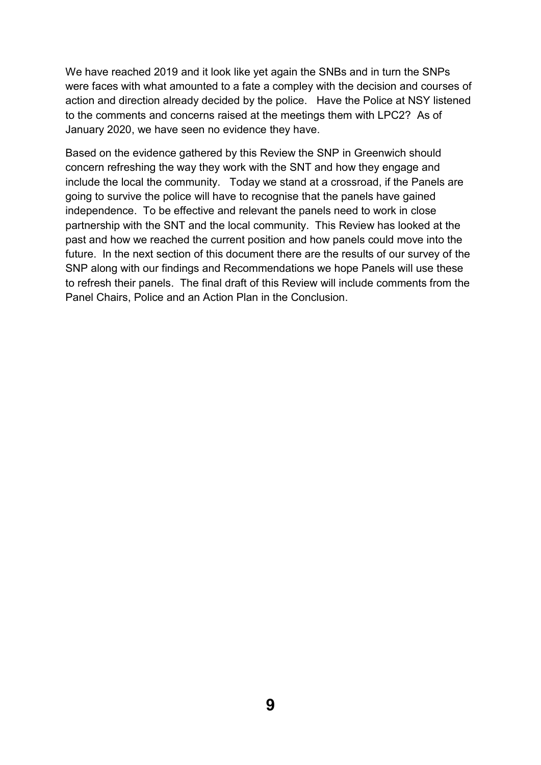We have reached 2019 and it look like yet again the SNBs and in turn the SNPs were faces with what amounted to a fate a compley with the decision and courses of action and direction already decided by the police. Have the Police at NSY listened to the comments and concerns raised at the meetings them with LPC2? As of January 2020, we have seen no evidence they have.

Based on the evidence gathered by this Review the SNP in Greenwich should concern refreshing the way they work with the SNT and how they engage and include the local the community. Today we stand at a crossroad, if the Panels are going to survive the police will have to recognise that the panels have gained independence. To be effective and relevant the panels need to work in close partnership with the SNT and the local community. This Review has looked at the past and how we reached the current position and how panels could move into the future. In the next section of this document there are the results of our survey of the SNP along with our findings and Recommendations we hope Panels will use these to refresh their panels. The final draft of this Review will include comments from the Panel Chairs, Police and an Action Plan in the Conclusion.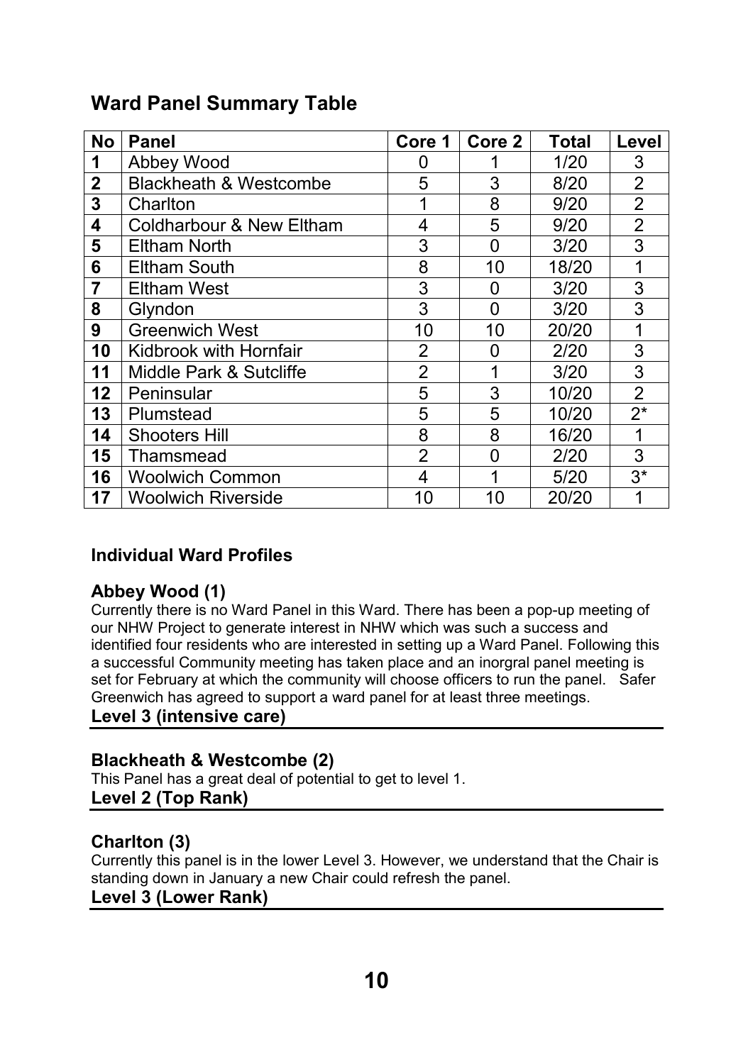## Ward Panel Summary Table

| No | Panel | Core 1 | Core 2 | Total | Level |
|---|---|---|---|---|---|
| **1** | Abbey Wood | 0 | 1 | 1/20 | 3 |
| **2** | Blackheath & Westcombe | 5 | 3 | 8/20 | 2 |
| **3** | Charlton | 1 | 8 | 9/20 | 2 |
| **4** | Coldharbour & New Eltham | 4 | 5 | 9/20 | 2 |
| **5** | Eltham North | 3 | 0 | 3/20 | 3 |
| **6** | Eltham South | 8 | 10 | 18/20 | 1 |
| **7** | Eltham West | 3 | 0 | 3/20 | 3 |
| **8** | Glyndon | 3 | 0 | 3/20 | 3 |
| **9** | Greenwich West | 10 | 10 | 20/20 | 1 |
| **10** | Kidbrook with Hornfair | 2 | 0 | 2/20 | 3 |
| **11** | Middle Park & Sutcliffe | 2 | 1 | 3/20 | 3 |
| **12** | Peninsular | 5 | 3 | 10/20 | 2 |
| **13** | Plumstead | 5 | 5 | 10/20 | 2* |
| **14** | Shooters Hill | 8 | 8 | 16/20 | 1 |
| **15** | Thamsmead | 2 | 0 | 2/20 | 3 |
| **16** | Woolwich Common | 4 | 1 | 5/20 | 3* |
| **17** | Woolwich Riverside | 10 | 10 | 20/20 | 1 |

### Individual Ward Profiles

**Abbey Wood (1)**

Currently there is no Ward Panel in this Ward. There has been a pop-up meeting of our NHW Project to generate interest in NHW which was such a success and identified four residents who are interested in setting up a Ward Panel. Following this a successful Community meeting has taken place and an inorgral panel meeting is set for February at which the community will choose officers to run the panel. Safer Greenwich has agreed to support a ward panel for at least three meetings.

**Level 3 (intensive care)**

---

**Blackheath & Westcombe (2)**

This Panel has a great deal of potential to get to level 1.

**Level 2 (Top Rank)**

---

**Charlton (3)**

Currently this panel is in the lower Level 3. However, we understand that the Chair is standing down in January a new Chair could refresh the panel.

**Level 3 (Lower Rank)**

---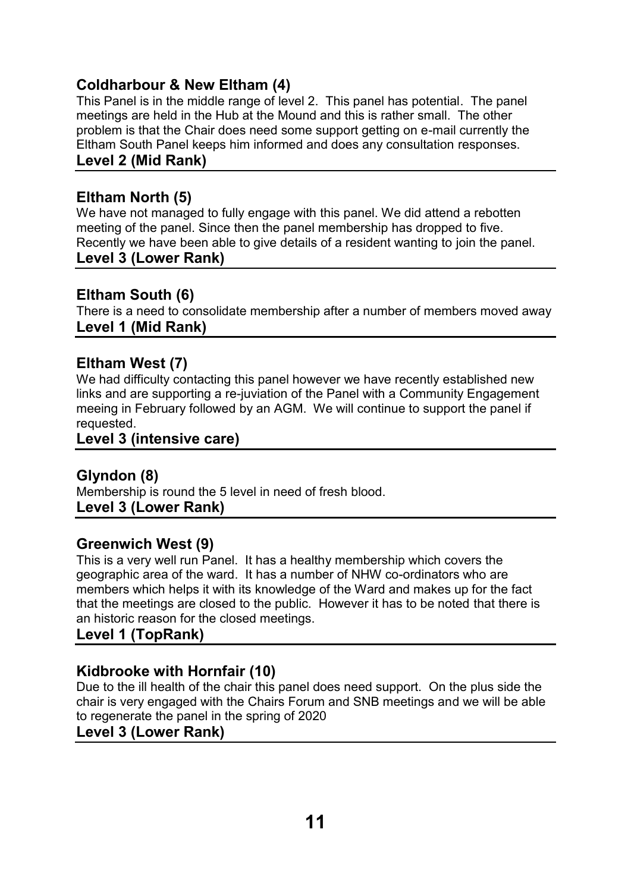### Coldharbour & New Eltham (4)

This Panel is in the middle range of level 2. This panel has potential. The panel meetings are held in the Hub at the Mound and this is rather small. The other problem is that the Chair does need some support getting on e-mail currently the Eltham South Panel keeps him informed and does any consultation responses.

**Level 2 (Mid Rank)**

---

### Eltham North (5)

We have not managed to fully engage with this panel. We did attend a rebotten meeting of the panel. Since then the panel membership has dropped to five. Recently we have been able to give details of a resident wanting to join the panel.

**Level 3 (Lower Rank)**

---

### Eltham South (6)

There is a need to consolidate membership after a number of members moved away

**Level 1 (Mid Rank)**

---

### Eltham West (7)

We had difficulty contacting this panel however we have recently established new links and are supporting a re-juviation of the Panel with a Community Engagement meeing in February followed by an AGM. We will continue to support the panel if requested.

**Level 3 (intensive care)**

---

### Glyndon (8)

Membership is round the 5 level in need of fresh blood.

**Level 3 (Lower Rank)**

---

### Greenwich West (9)

This is a very well run Panel. It has a healthy membership which covers the geographic area of the ward. It has a number of NHW co-ordinators who are members which helps it with its knowledge of the Ward and makes up for the fact that the meetings are closed to the public. However it has to be noted that there is an historic reason for the closed meetings.

**Level 1 (TopRank)**

---

### Kidbrooke with Hornfair (10)

Due to the ill health of the chair this panel does need support. On the plus side the chair is very engaged with the Chairs Forum and SNB meetings and we will be able to regenerate the panel in the spring of 2020

**Level 3 (Lower Rank)**

---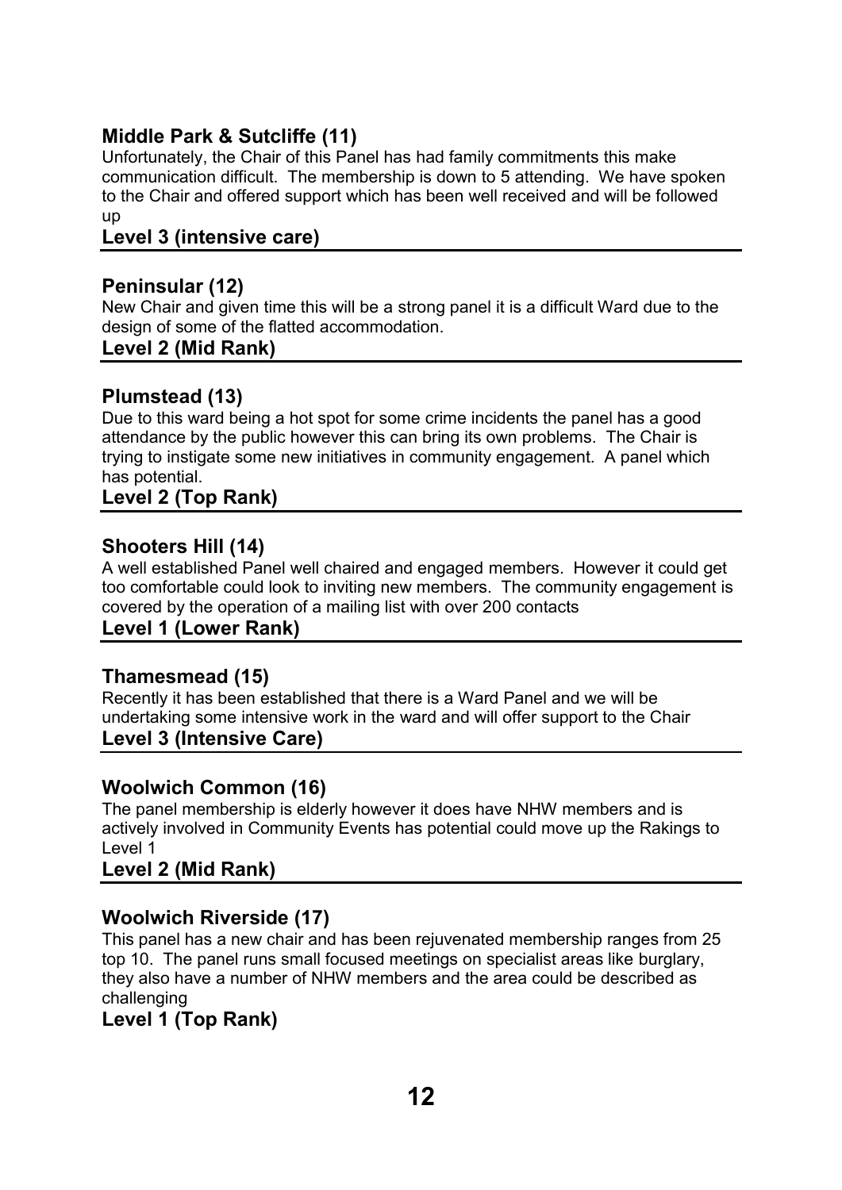### Middle Park & Sutcliffe (11)

Unfortunately, the Chair of this Panel has had family commitments this make communication difficult. The membership is down to 5 attending. We have spoken to the Chair and offered support which has been well received and will be followed up

**Level 3 (intensive care)**

---

### Peninsular (12)

New Chair and given time this will be a strong panel it is a difficult Ward due to the design of some of the flatted accommodation.

**Level 2 (Mid Rank)**

---

### Plumstead (13)

Due to this ward being a hot spot for some crime incidents the panel has a good attendance by the public however this can bring its own problems. The Chair is trying to instigate some new initiatives in community engagement. A panel which has potential.

**Level 2 (Top Rank)**

---

### Shooters Hill (14)

A well established Panel well chaired and engaged members. However it could get too comfortable could look to inviting new members. The community engagement is covered by the operation of a mailing list with over 200 contacts

**Level 1 (Lower Rank)**

---

### Thamesmead (15)

Recently it has been established that there is a Ward Panel and we will be undertaking some intensive work in the ward and will offer support to the Chair

**Level 3 (Intensive Care)**

---

### Woolwich Common (16)

The panel membership is elderly however it does have NHW members and is actively involved in Community Events has potential could move up the Rakings to Level 1

**Level 2 (Mid Rank)**

---

### Woolwich Riverside (17)

This panel has a new chair and has been rejuvenated membership ranges from 25 top 10. The panel runs small focused meetings on specialist areas like burglary, they also have a number of NHW members and the area could be described as challenging

**Level 1 (Top Rank)**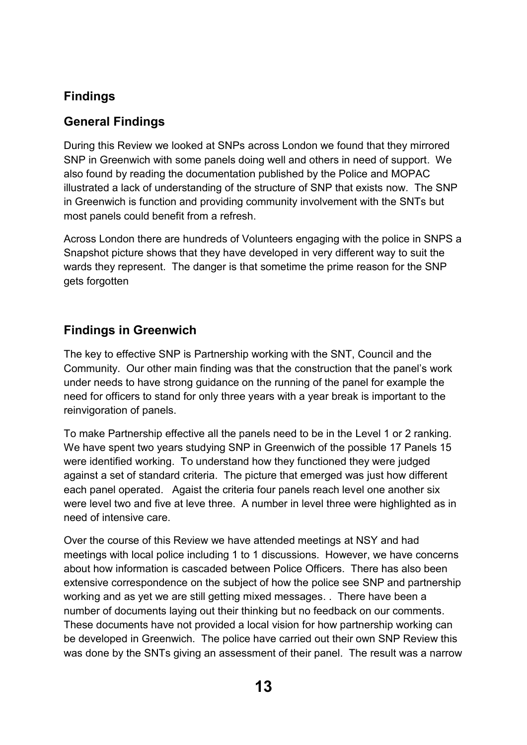## Findings

### General Findings

During this Review we looked at SNPs across London we found that they mirrored SNP in Greenwich with some panels doing well and others in need of support. We also found by reading the documentation published by the Police and MOPAC illustrated a lack of understanding of the structure of SNP that exists now. The SNP in Greenwich is function and providing community involvement with the SNTs but most panels could benefit from a refresh.

Across London there are hundreds of Volunteers engaging with the police in SNPS a Snapshot picture shows that they have developed in very different way to suit the wards they represent. The danger is that sometime the prime reason for the SNP gets forgotten

### Findings in Greenwich

The key to effective SNP is Partnership working with the SNT, Council and the Community. Our other main finding was that the construction that the panel's work under needs to have strong guidance on the running of the panel for example the need for officers to stand for only three years with a year break is important to the reinvigoration of panels.

To make Partnership effective all the panels need to be in the Level 1 or 2 ranking. We have spent two years studying SNP in Greenwich of the possible 17 Panels 15 were identified working. To understand how they functioned they were judged against a set of standard criteria. The picture that emerged was just how different each panel operated. Agaist the criteria four panels reach level one another six were level two and five at leve three. A number in level three were highlighted as in need of intensive care.

Over the course of this Review we have attended meetings at NSY and had meetings with local police including 1 to 1 discussions. However, we have concerns about how information is cascaded between Police Officers. There has also been extensive correspondence on the subject of how the police see SNP and partnership working and as yet we are still getting mixed messages. . There have been a number of documents laying out their thinking but no feedback on our comments. These documents have not provided a local vision for how partnership working can be developed in Greenwich. The police have carried out their own SNP Review this was done by the SNTs giving an assessment of their panel. The result was a narrow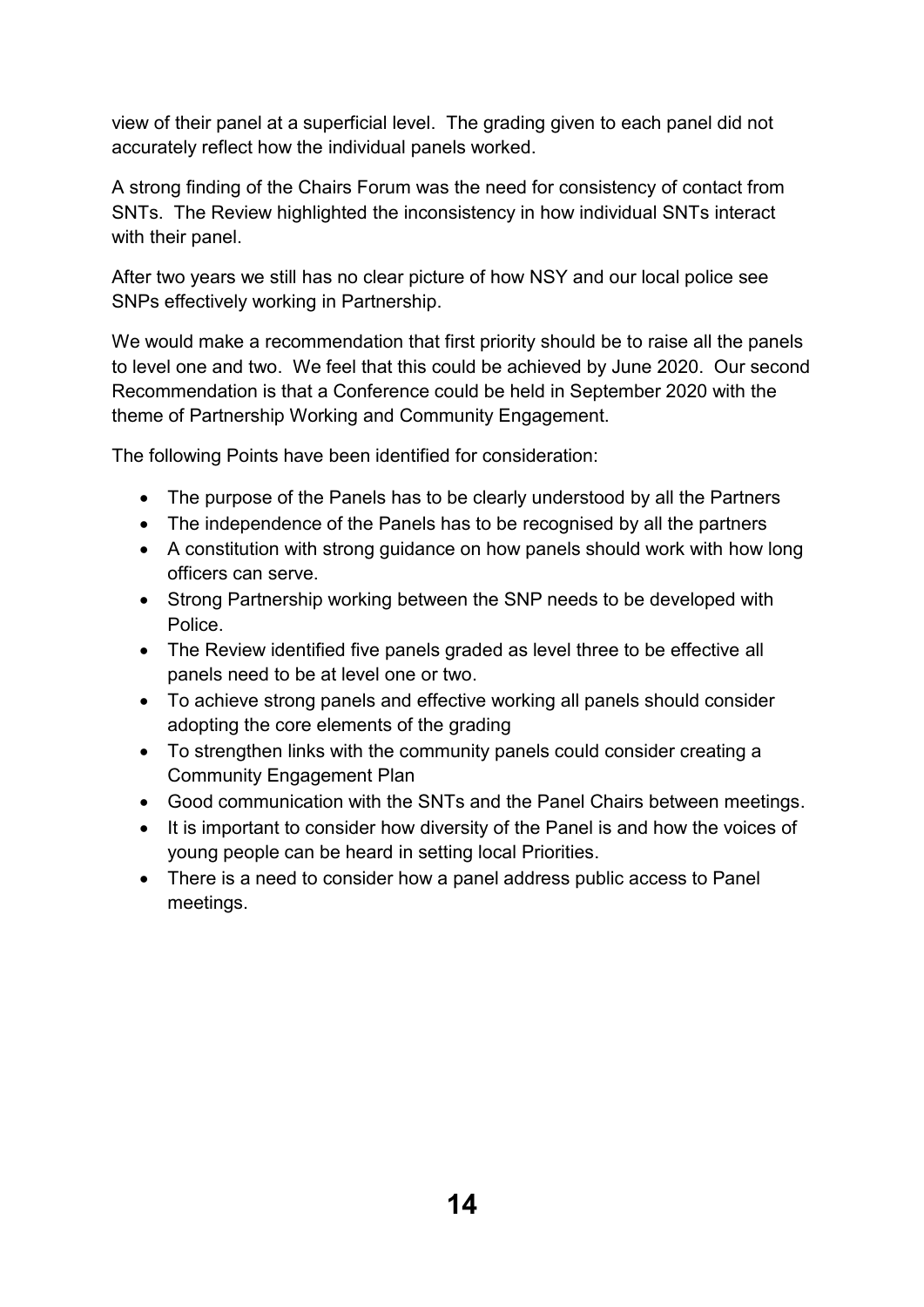view of their panel at a superficial level. The grading given to each panel did not accurately reflect how the individual panels worked.

A strong finding of the Chairs Forum was the need for consistency of contact from SNTs. The Review highlighted the inconsistency in how individual SNTs interact with their panel.

After two years we still has no clear picture of how NSY and our local police see SNPs effectively working in Partnership.

We would make a recommendation that first priority should be to raise all the panels to level one and two. We feel that this could be achieved by June 2020. Our second Recommendation is that a Conference could be held in September 2020 with the theme of Partnership Working and Community Engagement.

The following Points have been identified for consideration:

- The purpose of the Panels has to be clearly understood by all the Partners
- The independence of the Panels has to be recognised by all the partners
- A constitution with strong guidance on how panels should work with how long officers can serve.
- Strong Partnership working between the SNP needs to be developed with Police.
- The Review identified five panels graded as level three to be effective all panels need to be at level one or two.
- To achieve strong panels and effective working all panels should consider adopting the core elements of the grading
- To strengthen links with the community panels could consider creating a Community Engagement Plan
- Good communication with the SNTs and the Panel Chairs between meetings.
- It is important to consider how diversity of the Panel is and how the voices of young people can be heard in setting local Priorities.
- There is a need to consider how a panel address public access to Panel meetings.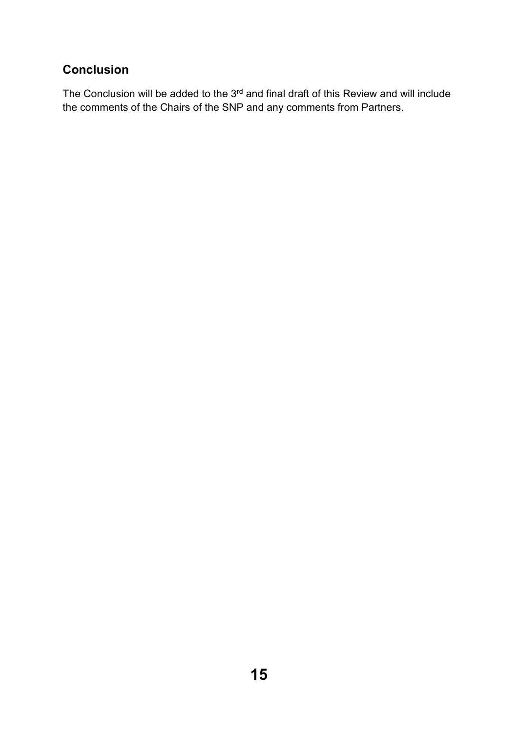## Conclusion

The Conclusion will be added to the 3rd and final draft of this Review and will include the comments of the Chairs of the SNP and any comments from Partners.